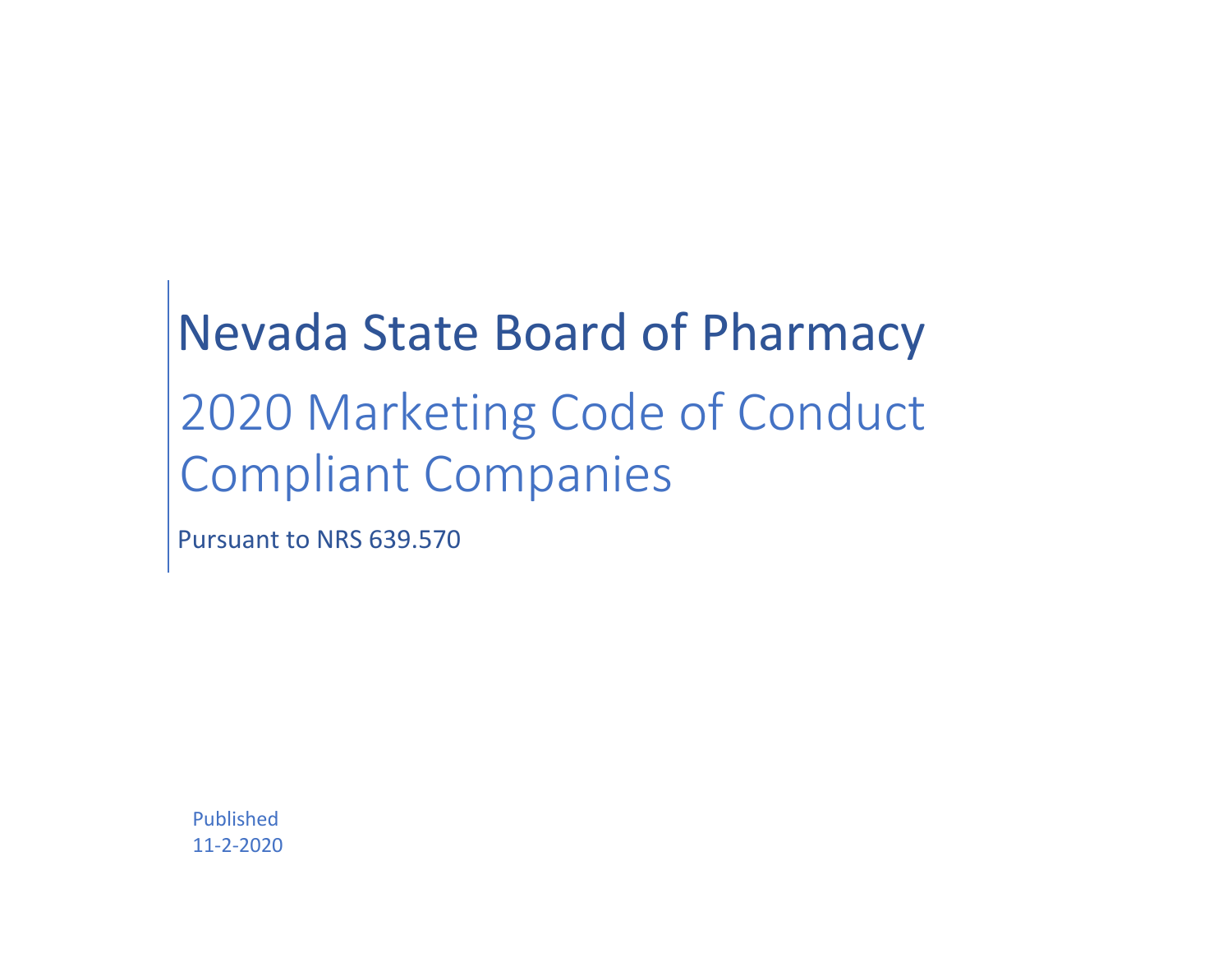# Nevada State Board of Pharmacy

## 2020 Marketing Code of Conduct Compliant Companies

Pursuant to NRS 639.570

Published
11-2-2020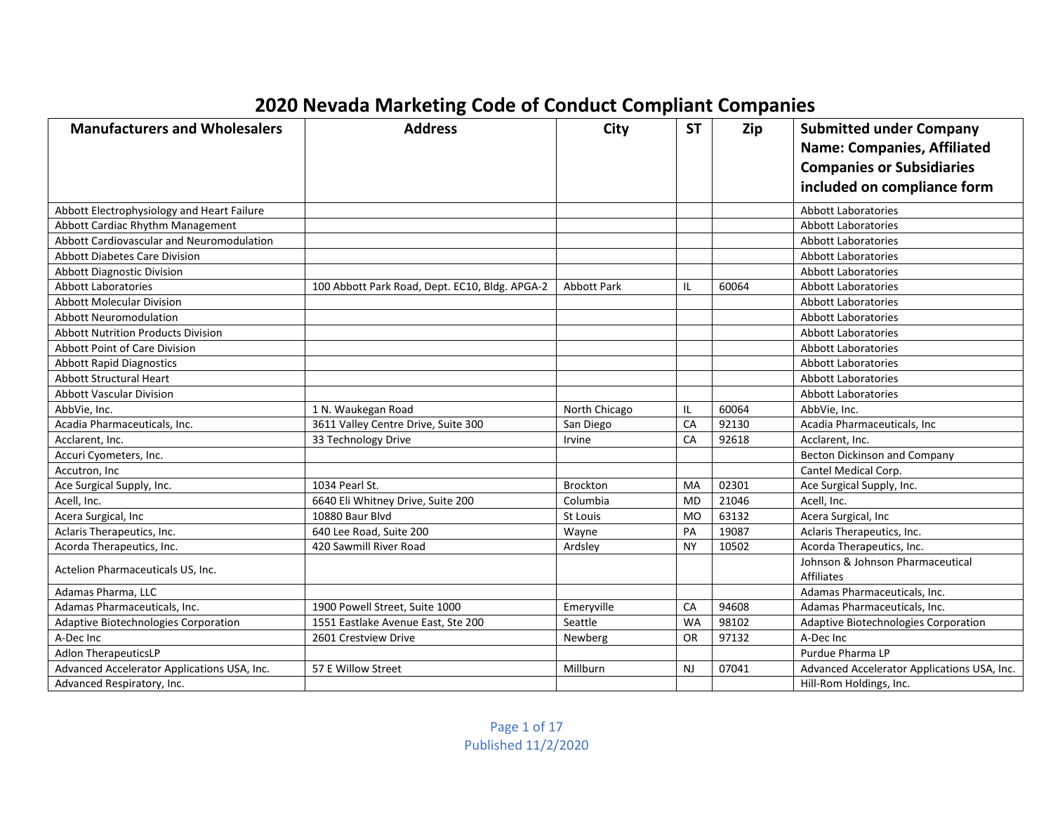# 2020 Nevada Marketing Code of Conduct Compliant Companies

| Manufacturers and Wholesalers | Address | City | ST | Zip | Submitted under Company Name: Companies, Affiliated Companies or Subsidiaries included on compliance form |
|---|---|---|---|---|---|
| Abbott Electrophysiology and Heart Failure | | | | | Abbott Laboratories |
| Abbott Cardiac Rhythm Management | | | | | Abbott Laboratories |
| Abbott Cardiovascular and Neuromodulation | | | | | Abbott Laboratories |
| Abbott Diabetes Care Division | | | | | Abbott Laboratories |
| Abbott Diagnostic Division | | | | | Abbott Laboratories |
| Abbott Laboratories | 100 Abbott Park Road, Dept. EC10, Bldg. APGA-2 | Abbott Park | IL | 60064 | Abbott Laboratories |
| Abbott Molecular Division | | | | | Abbott Laboratories |
| Abbott Neuromodulation | | | | | Abbott Laboratories |
| Abbott Nutrition Products Division | | | | | Abbott Laboratories |
| Abbott Point of Care Division | | | | | Abbott Laboratories |
| Abbott Rapid Diagnostics | | | | | Abbott Laboratories |
| Abbott Structural Heart | | | | | Abbott Laboratories |
| Abbott Vascular Division | | | | | Abbott Laboratories |
| AbbVie, Inc. | 1 N. Waukegan Road | North Chicago | IL | 60064 | AbbVie, Inc. |
| Acadia Pharmaceuticals, Inc. | 3611 Valley Centre Drive, Suite 300 | San Diego | CA | 92130 | Acadia Pharmaceuticals, Inc |
| Acclarent, Inc. | 33 Technology Drive | Irvine | CA | 92618 | Acclarent, Inc. |
| Accuri Cyometers, Inc. | | | | | Becton Dickinson and Company |
| Accutron, Inc | | | | | Cantel Medical Corp. |
| Ace Surgical Supply, Inc. | 1034 Pearl St. | Brockton | MA | 02301 | Ace Surgical Supply, Inc. |
| Acell, Inc. | 6640 Eli Whitney Drive, Suite 200 | Columbia | MD | 21046 | Acell, Inc. |
| Acera Surgical, Inc | 10880 Baur Blvd | St Louis | MO | 63132 | Acera Surgical, Inc |
| Aclaris Therapeutics, Inc. | 640 Lee Road, Suite 200 | Wayne | PA | 19087 | Aclaris Therapeutics, Inc. |
| Acorda Therapeutics, Inc. | 420 Sawmill River Road | Ardsley | NY | 10502 | Acorda Therapeutics, Inc. |
| Actelion Pharmaceuticals US, Inc. | | | | | Johnson & Johnson Pharmaceutical Affiliates |
| Adamas Pharma, LLC | | | | | Adamas Pharmaceuticals, Inc. |
| Adamas Pharmaceuticals, Inc. | 1900 Powell Street, Suite 1000 | Emeryville | CA | 94608 | Adamas Pharmaceuticals, Inc. |
| Adaptive Biotechnologies Corporation | 1551 Eastlake Avenue East, Ste 200 | Seattle | WA | 98102 | Adaptive Biotechnologies Corporation |
| A-Dec Inc | 2601 Crestview Drive | Newberg | OR | 97132 | A-Dec Inc |
| Adlon TherapeuticsLP | | | | | Purdue Pharma LP |
| Advanced Accelerator Applications USA, Inc. | 57 E Willow Street | Millburn | NJ | 07041 | Advanced Accelerator Applications USA, Inc. |
| Advanced Respiratory, Inc. | | | | | Hill-Rom Holdings, Inc. |

Published 11/2/2020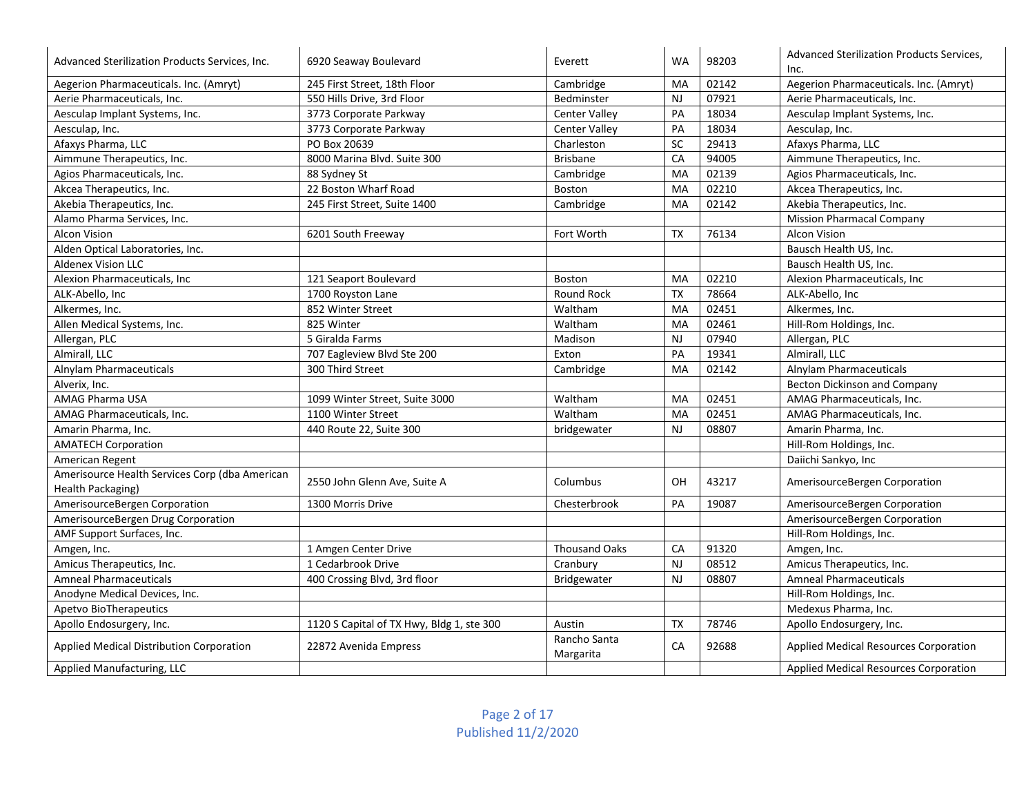| | | | | | |
|---|---|---|---|---|---|
| Advanced Sterilization Products Services, Inc. | 6920 Seaway Boulevard | Everett | WA | 98203 | Advanced Sterilization Products Services, Inc. |
| Aegerion Pharmaceuticals. Inc. (Amryt) | 245 First Street, 18th Floor | Cambridge | MA | 02142 | Aegerion Pharmaceuticals. Inc. (Amryt) |
| Aerie Pharmaceuticals, Inc. | 550 Hills Drive, 3rd Floor | Bedminster | NJ | 07921 | Aerie Pharmaceuticals, Inc. |
| Aesculap Implant Systems, Inc. | 3773 Corporate Parkway | Center Valley | PA | 18034 | Aesculap Implant Systems, Inc. |
| Aesculap, Inc. | 3773 Corporate Parkway | Center Valley | PA | 18034 | Aesculap, Inc. |
| Afaxys Pharma, LLC | PO Box 20639 | Charleston | SC | 29413 | Afaxys Pharma, LLC |
| Aimmune Therapeutics, Inc. | 8000 Marina Blvd. Suite 300 | Brisbane | CA | 94005 | Aimmune Therapeutics, Inc. |
| Agios Pharmaceuticals, Inc. | 88 Sydney St | Cambridge | MA | 02139 | Agios Pharmaceuticals, Inc. |
| Akcea Therapeutics, Inc. | 22 Boston Wharf Road | Boston | MA | 02210 | Akcea Therapeutics, Inc. |
| Akebia Therapeutics, Inc. | 245 First Street, Suite 1400 | Cambridge | MA | 02142 | Akebia Therapeutics, Inc. |
| Alamo Pharma Services, Inc. | | | | | Mission Pharmacal Company |
| Alcon Vision | 6201 South Freeway | Fort Worth | TX | 76134 | Alcon Vision |
| Alden Optical Laboratories, Inc. | | | | | Bausch Health US, Inc. |
| Aldenex Vision LLC | | | | | Bausch Health US, Inc. |
| Alexion Pharmaceuticals, Inc | 121 Seaport Boulevard | Boston | MA | 02210 | Alexion Pharmaceuticals, Inc |
| ALK-Abello, Inc | 1700 Royston Lane | Round Rock | TX | 78664 | ALK-Abello, Inc |
| Alkermes, Inc. | 852 Winter Street | Waltham | MA | 02451 | Alkermes, Inc. |
| Allen Medical Systems, Inc. | 825 Winter | Waltham | MA | 02461 | Hill-Rom Holdings, Inc. |
| Allergan, PLC | 5 Giralda Farms | Madison | NJ | 07940 | Allergan, PLC |
| Almirall, LLC | 707 Eagleview Blvd Ste 200 | Exton | PA | 19341 | Almirall, LLC |
| Alnylam Pharmaceuticals | 300 Third Street | Cambridge | MA | 02142 | Alnylam Pharmaceuticals |
| Alverix, Inc. | | | | | Becton Dickinson and Company |
| AMAG Pharma USA | 1099 Winter Street, Suite 3000 | Waltham | MA | 02451 | AMAG Pharmaceuticals, Inc. |
| AMAG Pharmaceuticals, Inc. | 1100 Winter Street | Waltham | MA | 02451 | AMAG Pharmaceuticals, Inc. |
| Amarin Pharma, Inc. | 440 Route 22, Suite 300 | bridgewater | NJ | 08807 | Amarin Pharma, Inc. |
| AMATECH Corporation | | | | | Hill-Rom Holdings, Inc. |
| American Regent | | | | | Daiichi Sankyo, Inc |
| Amerisource Health Services Corp (dba American Health Packaging) | 2550 John Glenn Ave, Suite A | Columbus | OH | 43217 | AmerisourceBergen Corporation |
| AmerisourceBergen Corporation | 1300 Morris Drive | Chesterbrook | PA | 19087 | AmerisourceBergen Corporation |
| AmerisourceBergen Drug Corporation | | | | | AmerisourceBergen Corporation |
| AMF Support Surfaces, Inc. | | | | | Hill-Rom Holdings, Inc. |
| Amgen, Inc. | 1 Amgen Center Drive | Thousand Oaks | CA | 91320 | Amgen, Inc. |
| Amicus Therapeutics, Inc. | 1 Cedarbrook Drive | Cranbury | NJ | 08512 | Amicus Therapeutics, Inc. |
| Amneal Pharmaceuticals | 400 Crossing Blvd, 3rd floor | Bridgewater | NJ | 08807 | Amneal Pharmaceuticals |
| Anodyne Medical Devices, Inc. | | | | | Hill-Rom Holdings, Inc. |
| Apetvo BioTherapeutics | | | | | Medexus Pharma, Inc. |
| Apollo Endosurgery, Inc. | 1120 S Capital of TX Hwy, Bldg 1, ste 300 | Austin | TX | 78746 | Apollo Endosurgery, Inc. |
| Applied Medical Distribution Corporation | 22872 Avenida Empress | Rancho Santa Margarita | CA | 92688 | Applied Medical Resources Corporation |
| Applied Manufacturing, LLC | | | | | Applied Medical Resources Corporation |

Published 11/2/2020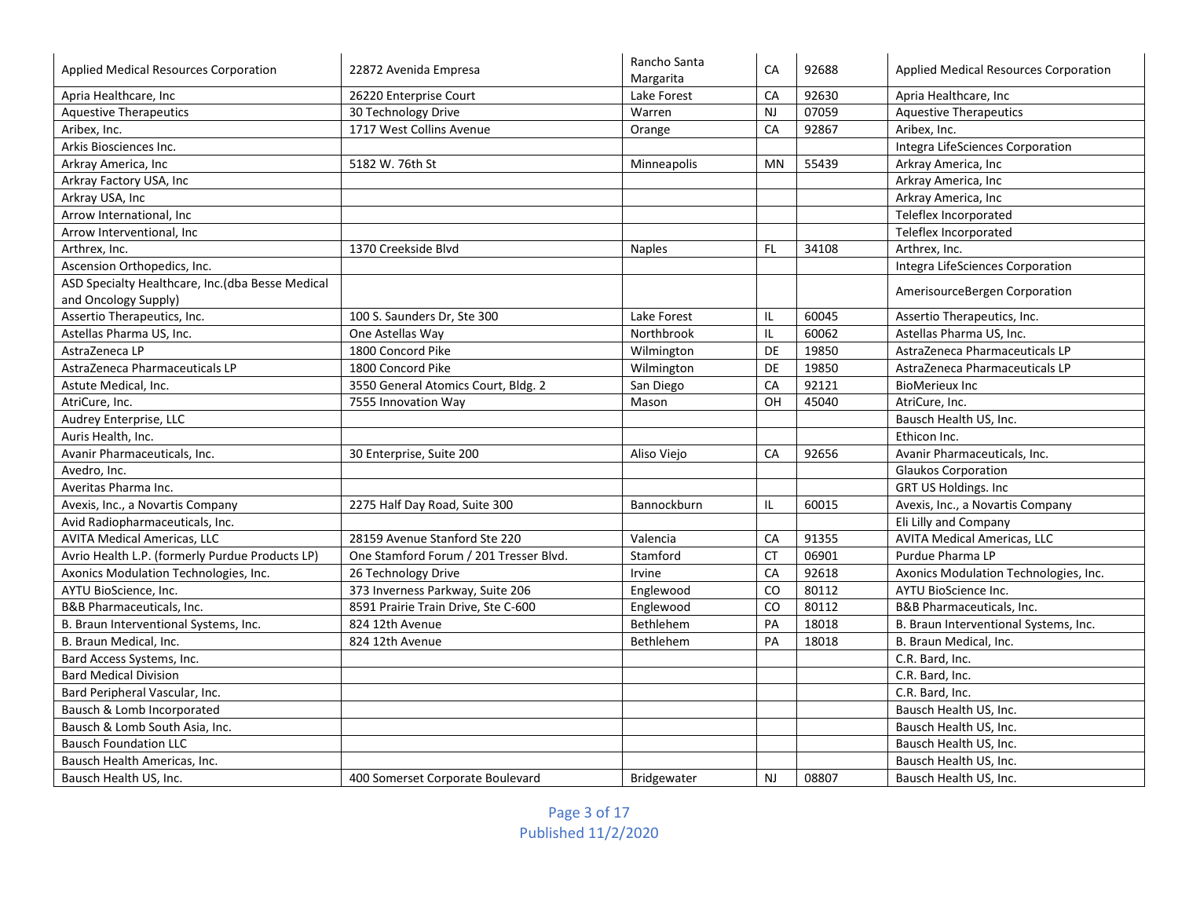| | | | | | |
|---|---|---|---|---|---|
| Applied Medical Resources Corporation | 22872 Avenida Empresa | Rancho Santa Margarita | CA | 92688 | Applied Medical Resources Corporation |
| Apria Healthcare, Inc | 26220 Enterprise Court | Lake Forest | CA | 92630 | Apria Healthcare, Inc |
| Aquestive Therapeutics | 30 Technology Drive | Warren | NJ | 07059 | Aquestive Therapeutics |
| Aribex, Inc. | 1717 West Collins Avenue | Orange | CA | 92867 | Aribex, Inc. |
| Arkis Biosciences Inc. | | | | | Integra LifeSciences Corporation |
| Arkray America, Inc | 5182 W. 76th St | Minneapolis | MN | 55439 | Arkray America, Inc |
| Arkray Factory USA, Inc | | | | | Arkray America, Inc |
| Arkray USA, Inc | | | | | Arkray America, Inc |
| Arrow International, Inc | | | | | Teleflex Incorporated |
| Arrow Interventional, Inc | | | | | Teleflex Incorporated |
| Arthrex, Inc. | 1370 Creekside Blvd | Naples | FL | 34108 | Arthrex, Inc. |
| Ascension Orthopedics, Inc. | | | | | Integra LifeSciences Corporation |
| ASD Specialty Healthcare, Inc.(dba Besse Medical and Oncology Supply) | | | | | AmerisourceBergen Corporation |
| Assertio Therapeutics, Inc. | 100 S. Saunders Dr, Ste 300 | Lake Forest | IL | 60045 | Assertio Therapeutics, Inc. |
| Astellas Pharma US, Inc. | One Astellas Way | Northbrook | IL | 60062 | Astellas Pharma US, Inc. |
| AstraZeneca LP | 1800 Concord Pike | Wilmington | DE | 19850 | AstraZeneca Pharmaceuticals LP |
| AstraZeneca Pharmaceuticals LP | 1800 Concord Pike | Wilmington | DE | 19850 | AstraZeneca Pharmaceuticals LP |
| Astute Medical, Inc. | 3550 General Atomics Court, Bldg. 2 | San Diego | CA | 92121 | BioMerieux Inc |
| AtriCure, Inc. | 7555 Innovation Way | Mason | OH | 45040 | AtriCure, Inc. |
| Audrey Enterprise, LLC | | | | | Bausch Health US, Inc. |
| Auris Health, Inc. | | | | | Ethicon Inc. |
| Avanir Pharmaceuticals, Inc. | 30 Enterprise, Suite 200 | Aliso Viejo | CA | 92656 | Avanir Pharmaceuticals, Inc. |
| Avedro, Inc. | | | | | Glaukos Corporation |
| Averitas Pharma Inc. | | | | | GRT US Holdings. Inc |
| Avexis, Inc., a Novartis Company | 2275 Half Day Road, Suite 300 | Bannockburn | IL | 60015 | Avexis, Inc., a Novartis Company |
| Avid Radiopharmaceuticals, Inc. | | | | | Eli Lilly and Company |
| AVITA Medical Americas, LLC | 28159 Avenue Stanford Ste 220 | Valencia | CA | 91355 | AVITA Medical Americas, LLC |
| Avrio Health L.P. (formerly Purdue Products LP) | One Stamford Forum / 201 Tresser Blvd. | Stamford | CT | 06901 | Purdue Pharma LP |
| Axonics Modulation Technologies, Inc. | 26 Technology Drive | Irvine | CA | 92618 | Axonics Modulation Technologies, Inc. |
| AYTU BioScience, Inc. | 373 Inverness Parkway, Suite 206 | Englewood | CO | 80112 | AYTU BioScience Inc. |
| B&B Pharmaceuticals, Inc. | 8591 Prairie Train Drive, Ste C-600 | Englewood | CO | 80112 | B&B Pharmaceuticals, Inc. |
| B. Braun Interventional Systems, Inc. | 824 12th Avenue | Bethlehem | PA | 18018 | B. Braun Interventional Systems, Inc. |
| B. Braun Medical, Inc. | 824 12th Avenue | Bethlehem | PA | 18018 | B. Braun Medical, Inc. |
| Bard Access Systems, Inc. | | | | | C.R. Bard, Inc. |
| Bard Medical Division | | | | | C.R. Bard, Inc. |
| Bard Peripheral Vascular, Inc. | | | | | C.R. Bard, Inc. |
| Bausch & Lomb Incorporated | | | | | Bausch Health US, Inc. |
| Bausch & Lomb South Asia, Inc. | | | | | Bausch Health US, Inc. |
| Bausch Foundation LLC | | | | | Bausch Health US, Inc. |
| Bausch Health Americas, Inc. | | | | | Bausch Health US, Inc. |
| Bausch Health US, Inc. | 400 Somerset Corporate Boulevard | Bridgewater | NJ | 08807 | Bausch Health US, Inc. |

Published 11/2/2020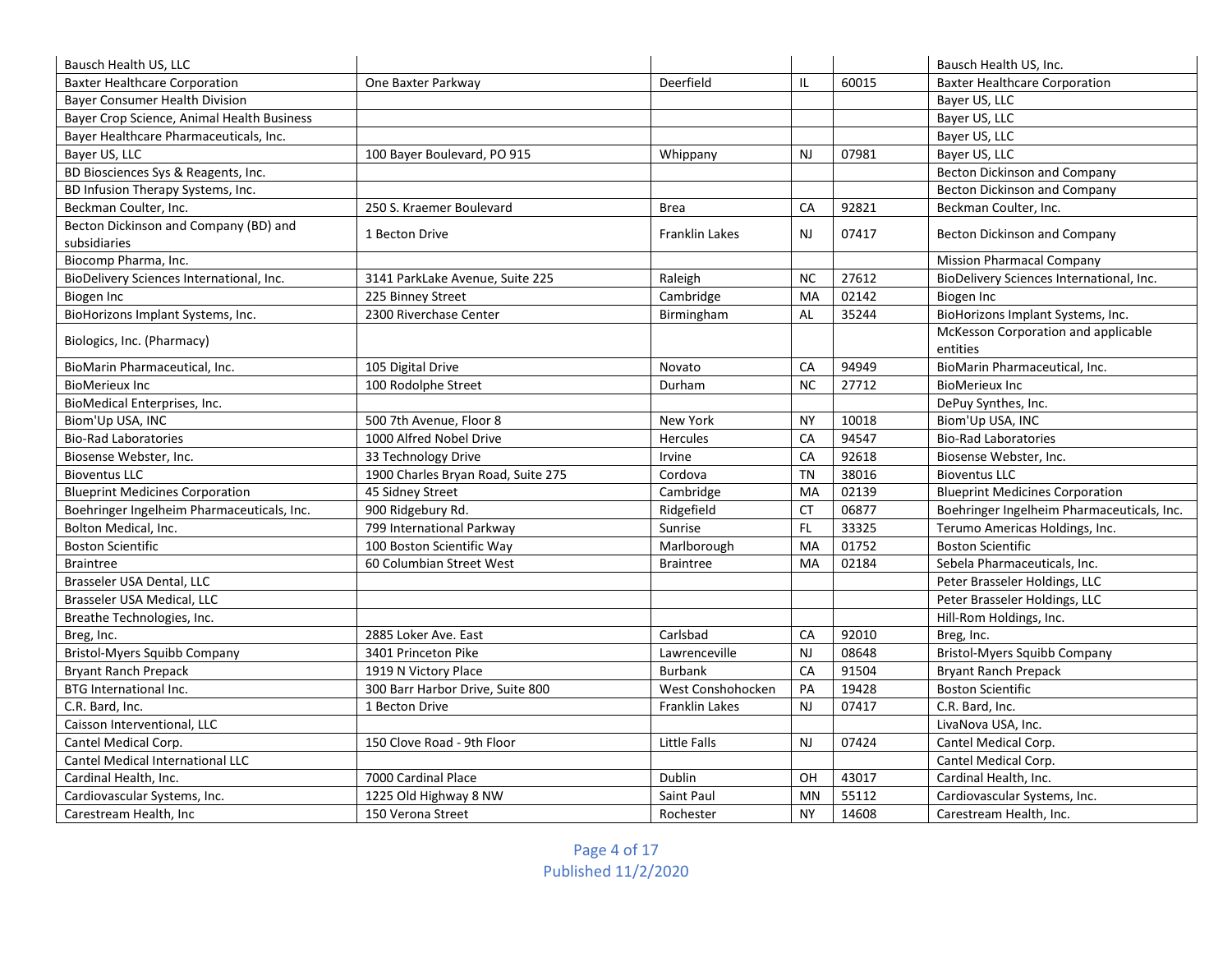| Bausch Health US, LLC | | | | | Bausch Health US, Inc. |
|---|---|---|---|---|---|
| Baxter Healthcare Corporation | One Baxter Parkway | Deerfield | IL | 60015 | Baxter Healthcare Corporation |
| Bayer Consumer Health Division | | | | | Bayer US, LLC |
| Bayer Crop Science, Animal Health Business | | | | | Bayer US, LLC |
| Bayer Healthcare Pharmaceuticals, Inc. | | | | | Bayer US, LLC |
| Bayer US, LLC | 100 Bayer Boulevard, PO 915 | Whippany | NJ | 07981 | Bayer US, LLC |
| BD Biosciences Sys & Reagents, Inc. | | | | | Becton Dickinson and Company |
| BD Infusion Therapy Systems, Inc. | | | | | Becton Dickinson and Company |
| Beckman Coulter, Inc. | 250 S. Kraemer Boulevard | Brea | CA | 92821 | Beckman Coulter, Inc. |
| Becton Dickinson and Company (BD) and subsidiaries | 1 Becton Drive | Franklin Lakes | NJ | 07417 | Becton Dickinson and Company |
| Biocomp Pharma, Inc. | | | | | Mission Pharmacal Company |
| BioDelivery Sciences International, Inc. | 3141 ParkLake Avenue, Suite 225 | Raleigh | NC | 27612 | BioDelivery Sciences International, Inc. |
| Biogen Inc | 225 Binney Street | Cambridge | MA | 02142 | Biogen Inc |
| BioHorizons Implant Systems, Inc. | 2300 Riverchase Center | Birmingham | AL | 35244 | BioHorizons Implant Systems, Inc. |
| Biologics, Inc. (Pharmacy) | | | | | McKesson Corporation and applicable entities |
| BioMarin Pharmaceutical, Inc. | 105 Digital Drive | Novato | CA | 94949 | BioMarin Pharmaceutical, Inc. |
| BioMerieux Inc | 100 Rodolphe Street | Durham | NC | 27712 | BioMerieux Inc |
| BioMedical Enterprises, Inc. | | | | | DePuy Synthes, Inc. |
| Biom'Up USA, INC | 500 7th Avenue, Floor 8 | New York | NY | 10018 | Biom'Up USA, INC |
| Bio-Rad Laboratories | 1000 Alfred Nobel Drive | Hercules | CA | 94547 | Bio-Rad Laboratories |
| Biosense Webster, Inc. | 33 Technology Drive | Irvine | CA | 92618 | Biosense Webster, Inc. |
| Bioventus LLC | 1900 Charles Bryan Road, Suite 275 | Cordova | TN | 38016 | Bioventus LLC |
| Blueprint Medicines Corporation | 45 Sidney Street | Cambridge | MA | 02139 | Blueprint Medicines Corporation |
| Boehringer Ingelheim Pharmaceuticals, Inc. | 900 Ridgebury Rd. | Ridgefield | CT | 06877 | Boehringer Ingelheim Pharmaceuticals, Inc. |
| Bolton Medical, Inc. | 799 International Parkway | Sunrise | FL | 33325 | Terumo Americas Holdings, Inc. |
| Boston Scientific | 100 Boston Scientific Way | Marlborough | MA | 01752 | Boston Scientific |
| Braintree | 60 Columbian Street West | Braintree | MA | 02184 | Sebela Pharmaceuticals, Inc. |
| Brasseler USA Dental, LLC | | | | | Peter Brasseler Holdings, LLC |
| Brasseler USA Medical, LLC | | | | | Peter Brasseler Holdings, LLC |
| Breathe Technologies, Inc. | | | | | Hill-Rom Holdings, Inc. |
| Breg, Inc. | 2885 Loker Ave. East | Carlsbad | CA | 92010 | Breg, Inc. |
| Bristol-Myers Squibb Company | 3401 Princeton Pike | Lawrenceville | NJ | 08648 | Bristol-Myers Squibb Company |
| Bryant Ranch Prepack | 1919 N Victory Place | Burbank | CA | 91504 | Bryant Ranch Prepack |
| BTG International Inc. | 300 Barr Harbor Drive, Suite 800 | West Conshohocken | PA | 19428 | Boston Scientific |
| C.R. Bard, Inc. | 1 Becton Drive | Franklin Lakes | NJ | 07417 | C.R. Bard, Inc. |
| Caisson Interventional, LLC | | | | | LivaNova USA, Inc. |
| Cantel Medical Corp. | 150 Clove Road - 9th Floor | Little Falls | NJ | 07424 | Cantel Medical Corp. |
| Cantel Medical International LLC | | | | | Cantel Medical Corp. |
| Cardinal Health, Inc. | 7000 Cardinal Place | Dublin | OH | 43017 | Cardinal Health, Inc. |
| Cardiovascular Systems, Inc. | 1225 Old Highway 8 NW | Saint Paul | MN | 55112 | Cardiovascular Systems, Inc. |
| Carestream Health, Inc | 150 Verona Street | Rochester | NY | 14608 | Carestream Health, Inc. |

Published 11/2/2020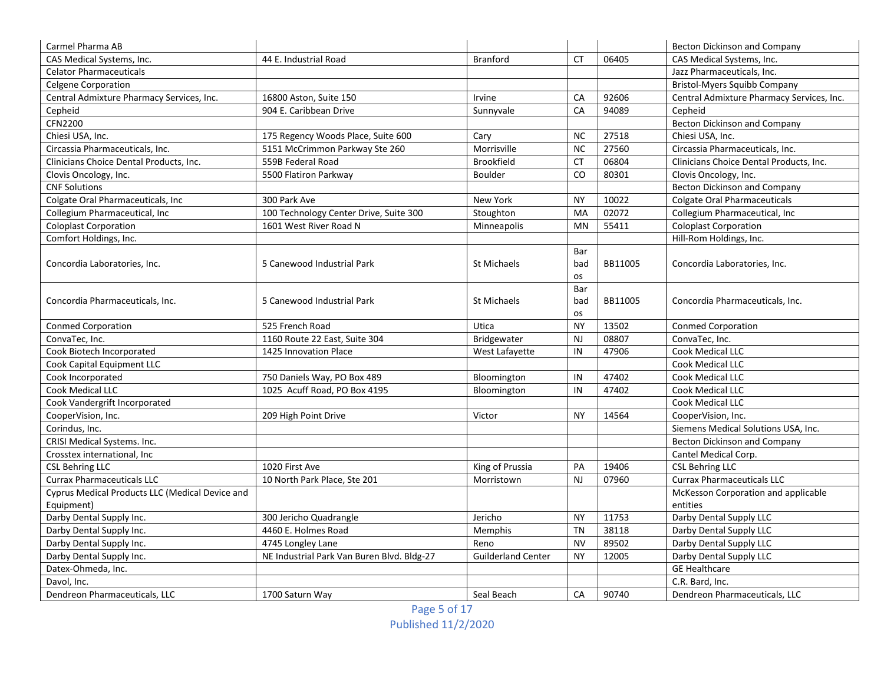| | | | | | |
|---|---|---|---|---|---|
| Carmel Pharma AB | | | | | Becton Dickinson and Company |
| CAS Medical Systems, Inc. | 44 E. Industrial Road | Branford | CT | 06405 | CAS Medical Systems, Inc. |
| Celator Pharmaceuticals | | | | | Jazz Pharmaceuticals, Inc. |
| Celgene Corporation | | | | | Bristol-Myers Squibb Company |
| Central Admixture Pharmacy Services, Inc. | 16800 Aston, Suite 150 | Irvine | CA | 92606 | Central Admixture Pharmacy Services, Inc. |
| Cepheid | 904 E. Caribbean Drive | Sunnyvale | CA | 94089 | Cepheid |
| CFN2200 | | | | | Becton Dickinson and Company |
| Chiesi USA, Inc. | 175 Regency Woods Place, Suite 600 | Cary | NC | 27518 | Chiesi USA, Inc. |
| Circassia Pharmaceuticals, Inc. | 5151 McCrimmon Parkway Ste 260 | Morrisville | NC | 27560 | Circassia Pharmaceuticals, Inc. |
| Clinicians Choice Dental Products, Inc. | 559B Federal Road | Brookfield | CT | 06804 | Clinicians Choice Dental Products, Inc. |
| Clovis Oncology, Inc. | 5500 Flatiron Parkway | Boulder | CO | 80301 | Clovis Oncology, Inc. |
| CNF Solutions | | | | | Becton Dickinson and Company |
| Colgate Oral Pharmaceuticals, Inc | 300 Park Ave | New York | NY | 10022 | Colgate Oral Pharmaceuticals |
| Collegium Pharmaceutical, Inc | 100 Technology Center Drive, Suite 300 | Stoughton | MA | 02072 | Collegium Pharmaceutical, Inc |
| Coloplast Corporation | 1601 West River Road N | Minneapolis | MN | 55411 | Coloplast Corporation |
| Comfort Holdings, Inc. | | | | | Hill-Rom Holdings, Inc. |
| Concordia Laboratories, Inc. | 5 Canewood Industrial Park | St Michaels | Barbados | BB11005 | Concordia Laboratories, Inc. |
| Concordia Pharmaceuticals, Inc. | 5 Canewood Industrial Park | St Michaels | Barbados | BB11005 | Concordia Pharmaceuticals, Inc. |
| Conmed Corporation | 525 French Road | Utica | NY | 13502 | Conmed Corporation |
| ConvaTec, Inc. | 1160 Route 22 East, Suite 304 | Bridgewater | NJ | 08807 | ConvaTec, Inc. |
| Cook Biotech Incorporated | 1425 Innovation Place | West Lafayette | IN | 47906 | Cook Medical LLC |
| Cook Capital Equipment LLC | | | | | Cook Medical LLC |
| Cook Incorporated | 750 Daniels Way, PO Box 489 | Bloomington | IN | 47402 | Cook Medical LLC |
| Cook Medical LLC | 1025 Acuff Road, PO Box 4195 | Bloomington | IN | 47402 | Cook Medical LLC |
| Cook Vandergrift Incorporated | | | | | Cook Medical LLC |
| CooperVision, Inc. | 209 High Point Drive | Victor | NY | 14564 | CooperVision, Inc. |
| Corindus, Inc. | | | | | Siemens Medical Solutions USA, Inc. |
| CRISI Medical Systems. Inc. | | | | | Becton Dickinson and Company |
| Crosstex international, Inc | | | | | Cantel Medical Corp. |
| CSL Behring LLC | 1020 First Ave | King of Prussia | PA | 19406 | CSL Behring LLC |
| Currax Pharmaceuticals LLC | 10 North Park Place, Ste 201 | Morristown | NJ | 07960 | Currax Pharmaceuticals LLC |
| Cyprus Medical Products LLC (Medical Device and Equipment) | | | | | McKesson Corporation and applicable entities |
| Darby Dental Supply Inc. | 300 Jericho Quadrangle | Jericho | NY | 11753 | Darby Dental Supply LLC |
| Darby Dental Supply Inc. | 4460 E. Holmes Road | Memphis | TN | 38118 | Darby Dental Supply LLC |
| Darby Dental Supply Inc. | 4745 Longley Lane | Reno | NV | 89502 | Darby Dental Supply LLC |
| Darby Dental Supply Inc. | NE Industrial Park Van Buren Blvd. Bldg-27 | Guilderland Center | NY | 12005 | Darby Dental Supply LLC |
| Datex-Ohmeda, Inc. | | | | | GE Healthcare |
| Davol, Inc. | | | | | C.R. Bard, Inc. |
| Dendreon Pharmaceuticals, LLC | 1700 Saturn Way | Seal Beach | CA | 90740 | Dendreon Pharmaceuticals, LLC |

Published 11/2/2020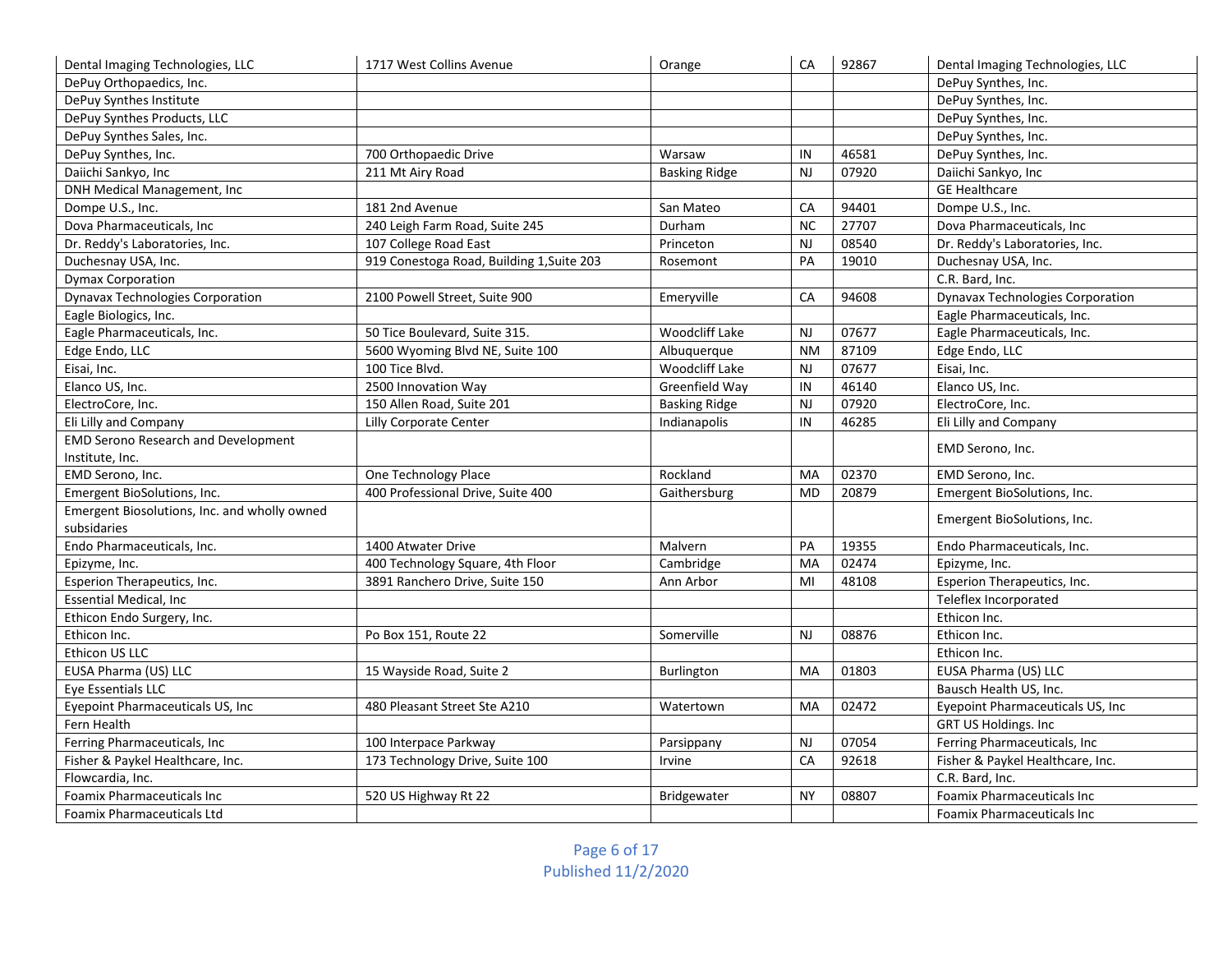| | | | | | |
|---|---|---|---|---|---|
| Dental Imaging Technologies, LLC | 1717 West Collins Avenue | Orange | CA | 92867 | Dental Imaging Technologies, LLC |
| DePuy Orthopaedics, Inc. | | | | | DePuy Synthes, Inc. |
| DePuy Synthes Institute | | | | | DePuy Synthes, Inc. |
| DePuy Synthes Products, LLC | | | | | DePuy Synthes, Inc. |
| DePuy Synthes Sales, Inc. | | | | | DePuy Synthes, Inc. |
| DePuy Synthes, Inc. | 700 Orthopaedic Drive | Warsaw | IN | 46581 | DePuy Synthes, Inc. |
| Daiichi Sankyo, Inc | 211 Mt Airy Road | Basking Ridge | NJ | 07920 | Daiichi Sankyo, Inc |
| DNH Medical Management, Inc | | | | | GE Healthcare |
| Dompe U.S., Inc. | 181 2nd Avenue | San Mateo | CA | 94401 | Dompe U.S., Inc. |
| Dova Pharmaceuticals, Inc | 240 Leigh Farm Road, Suite 245 | Durham | NC | 27707 | Dova Pharmaceuticals, Inc |
| Dr. Reddy's Laboratories, Inc. | 107 College Road East | Princeton | NJ | 08540 | Dr. Reddy's Laboratories, Inc. |
| Duchesnay USA, Inc. | 919 Conestoga Road, Building 1,Suite 203 | Rosemont | PA | 19010 | Duchesnay USA, Inc. |
| Dymax Corporation | | | | | C.R. Bard, Inc. |
| Dynavax Technologies Corporation | 2100 Powell Street, Suite 900 | Emeryville | CA | 94608 | Dynavax Technologies Corporation |
| Eagle Biologics, Inc. | | | | | Eagle Pharmaceuticals, Inc. |
| Eagle Pharmaceuticals, Inc. | 50 Tice Boulevard, Suite 315. | Woodcliff Lake | NJ | 07677 | Eagle Pharmaceuticals, Inc. |
| Edge Endo, LLC | 5600 Wyoming Blvd NE, Suite 100 | Albuquerque | NM | 87109 | Edge Endo, LLC |
| Eisai, Inc. | 100 Tice Blvd. | Woodcliff Lake | NJ | 07677 | Eisai, Inc. |
| Elanco US, Inc. | 2500 Innovation Way | Greenfield Way | IN | 46140 | Elanco US, Inc. |
| ElectroCore, Inc. | 150 Allen Road, Suite 201 | Basking Ridge | NJ | 07920 | ElectroCore, Inc. |
| Eli Lilly and Company | Lilly Corporate Center | Indianapolis | IN | 46285 | Eli Lilly and Company |
| EMD Serono Research and Development Institute, Inc. | | | | | EMD Serono, Inc. |
| EMD Serono, Inc. | One Technology Place | Rockland | MA | 02370 | EMD Serono, Inc. |
| Emergent BioSolutions, Inc. | 400 Professional Drive, Suite 400 | Gaithersburg | MD | 20879 | Emergent BioSolutions, Inc. |
| Emergent Biosolutions, Inc. and wholly owned subsidaries | | | | | Emergent BioSolutions, Inc. |
| Endo Pharmaceuticals, Inc. | 1400 Atwater Drive | Malvern | PA | 19355 | Endo Pharmaceuticals, Inc. |
| Epizyme, Inc. | 400 Technology Square, 4th Floor | Cambridge | MA | 02474 | Epizyme, Inc. |
| Esperion Therapeutics, Inc. | 3891 Ranchero Drive, Suite 150 | Ann Arbor | MI | 48108 | Esperion Therapeutics, Inc. |
| Essential Medical, Inc | | | | | Teleflex Incorporated |
| Ethicon Endo Surgery, Inc. | | | | | Ethicon Inc. |
| Ethicon Inc. | Po Box 151, Route 22 | Somerville | NJ | 08876 | Ethicon Inc. |
| Ethicon US LLC | | | | | Ethicon Inc. |
| EUSA Pharma (US) LLC | 15 Wayside Road, Suite 2 | Burlington | MA | 01803 | EUSA Pharma (US) LLC |
| Eye Essentials LLC | | | | | Bausch Health US, Inc. |
| Eyepoint Pharmaceuticals US, Inc | 480 Pleasant Street Ste A210 | Watertown | MA | 02472 | Eyepoint Pharmaceuticals US, Inc |
| Fern Health | | | | | GRT US Holdings. Inc |
| Ferring Pharmaceuticals, Inc | 100 Interpace Parkway | Parsippany | NJ | 07054 | Ferring Pharmaceuticals, Inc |
| Fisher & Paykel Healthcare, Inc. | 173 Technology Drive, Suite 100 | Irvine | CA | 92618 | Fisher & Paykel Healthcare, Inc. |
| Flowcardia, Inc. | | | | | C.R. Bard, Inc. |
| Foamix Pharmaceuticals Inc | 520 US Highway Rt 22 | Bridgewater | NY | 08807 | Foamix Pharmaceuticals Inc |
| Foamix Pharmaceuticals Ltd | | | | | Foamix Pharmaceuticals Inc |

Published 11/2/2020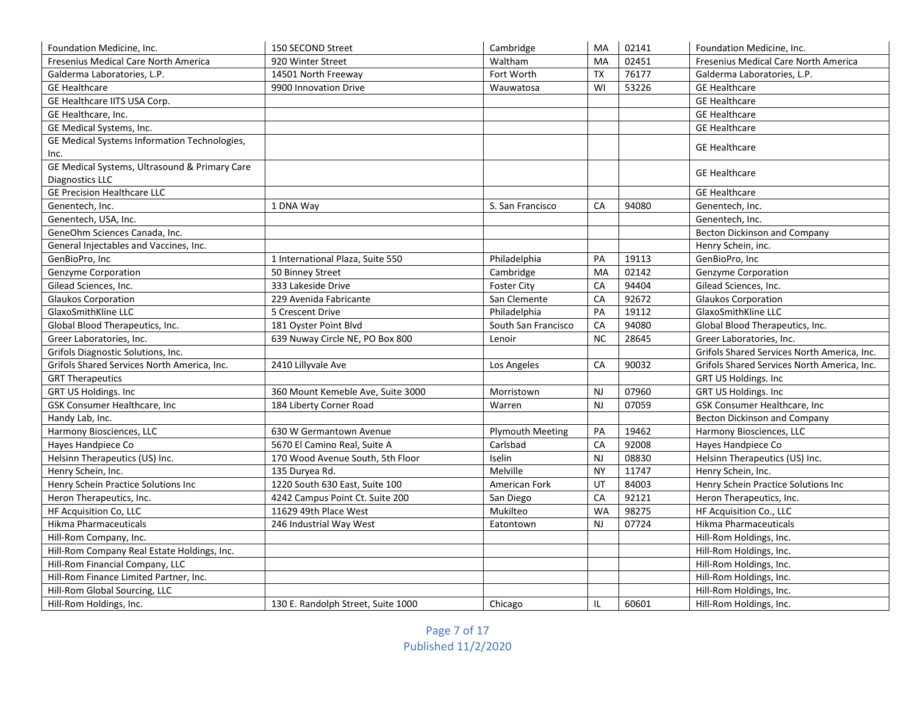| Foundation Medicine, Inc. | 150 SECOND Street | Cambridge | MA | 02141 | Foundation Medicine, Inc. |
|---|---|---|---|---|---|
| Fresenius Medical Care North America | 920 Winter Street | Waltham | MA | 02451 | Fresenius Medical Care North America |
| Galderma Laboratories, L.P. | 14501 North Freeway | Fort Worth | TX | 76177 | Galderma Laboratories, L.P. |
| GE Healthcare | 9900 Innovation Drive | Wauwatosa | WI | 53226 | GE Healthcare |
| GE Healthcare IITS USA Corp. | | | | | GE Healthcare |
| GE Healthcare, Inc. | | | | | GE Healthcare |
| GE Medical Systems, Inc. | | | | | GE Healthcare |
| GE Medical Systems Information Technologies, Inc. | | | | | GE Healthcare |
| GE Medical Systems, Ultrasound & Primary Care Diagnostics LLC | | | | | GE Healthcare |
| GE Precision Healthcare LLC | | | | | GE Healthcare |
| Genentech, Inc. | 1 DNA Way | S. San Francisco | CA | 94080 | Genentech, Inc. |
| Genentech, USA, Inc. | | | | | Genentech, Inc. |
| GeneOhm Sciences Canada, Inc. | | | | | Becton Dickinson and Company |
| General Injectables and Vaccines, Inc. | | | | | Henry Schein, inc. |
| GenBioPro, Inc | 1 International Plaza, Suite 550 | Philadelphia | PA | 19113 | GenBioPro, Inc |
| Genzyme Corporation | 50 Binney Street | Cambridge | MA | 02142 | Genzyme Corporation |
| Gilead Sciences, Inc. | 333 Lakeside Drive | Foster City | CA | 94404 | Gilead Sciences, Inc. |
| Glaukos Corporation | 229 Avenida Fabricante | San Clemente | CA | 92672 | Glaukos Corporation |
| GlaxoSmithKline LLC | 5 Crescent Drive | Philadelphia | PA | 19112 | GlaxoSmithKline LLC |
| Global Blood Therapeutics, Inc. | 181 Oyster Point Blvd | South San Francisco | CA | 94080 | Global Blood Therapeutics, Inc. |
| Greer Laboratories, Inc. | 639 Nuway Circle NE, PO Box 800 | Lenoir | NC | 28645 | Greer Laboratories, Inc. |
| Grifols Diagnostic Solutions, Inc. | | | | | Grifols Shared Services North America, Inc. |
| Grifols Shared Services North America, Inc. | 2410 Lillyvale Ave | Los Angeles | CA | 90032 | Grifols Shared Services North America, Inc. |
| GRT Therapeutics | | | | | GRT US Holdings. Inc |
| GRT US Holdings. Inc | 360 Mount Kemeble Ave, Suite 3000 | Morristown | NJ | 07960 | GRT US Holdings. Inc |
| GSK Consumer Healthcare, Inc | 184 Liberty Corner Road | Warren | NJ | 07059 | GSK Consumer Healthcare, Inc |
| Handy Lab, Inc. | | | | | Becton Dickinson and Company |
| Harmony Biosciences, LLC | 630 W Germantown Avenue | Plymouth Meeting | PA | 19462 | Harmony Biosciences, LLC |
| Hayes Handpiece Co | 5670 El Camino Real, Suite A | Carlsbad | CA | 92008 | Hayes Handpiece Co |
| Helsinn Therapeutics (US) Inc. | 170 Wood Avenue South, 5th Floor | Iselin | NJ | 08830 | Helsinn Therapeutics (US) Inc. |
| Henry Schein, Inc. | 135 Duryea Rd. | Melville | NY | 11747 | Henry Schein, Inc. |
| Henry Schein Practice Solutions Inc | 1220 South 630 East, Suite 100 | American Fork | UT | 84003 | Henry Schein Practice Solutions Inc |
| Heron Therapeutics, Inc. | 4242 Campus Point Ct. Suite 200 | San Diego | CA | 92121 | Heron Therapeutics, Inc. |
| HF Acquisition Co, LLC | 11629 49th Place West | Mukilteo | WA | 98275 | HF Acquisition Co., LLC |
| Hikma Pharmaceuticals | 246 Industrial Way West | Eatontown | NJ | 07724 | Hikma Pharmaceuticals |
| Hill-Rom Company, Inc. | | | | | Hill-Rom Holdings, Inc. |
| Hill-Rom Company Real Estate Holdings, Inc. | | | | | Hill-Rom Holdings, Inc. |
| Hill-Rom Financial Company, LLC | | | | | Hill-Rom Holdings, Inc. |
| Hill-Rom Finance Limited Partner, Inc. | | | | | Hill-Rom Holdings, Inc. |
| Hill-Rom Global Sourcing, LLC | | | | | Hill-Rom Holdings, Inc. |
| Hill-Rom Holdings, Inc. | 130 E. Randolph Street, Suite 1000 | Chicago | IL | 60601 | Hill-Rom Holdings, Inc. |

Published 11/2/2020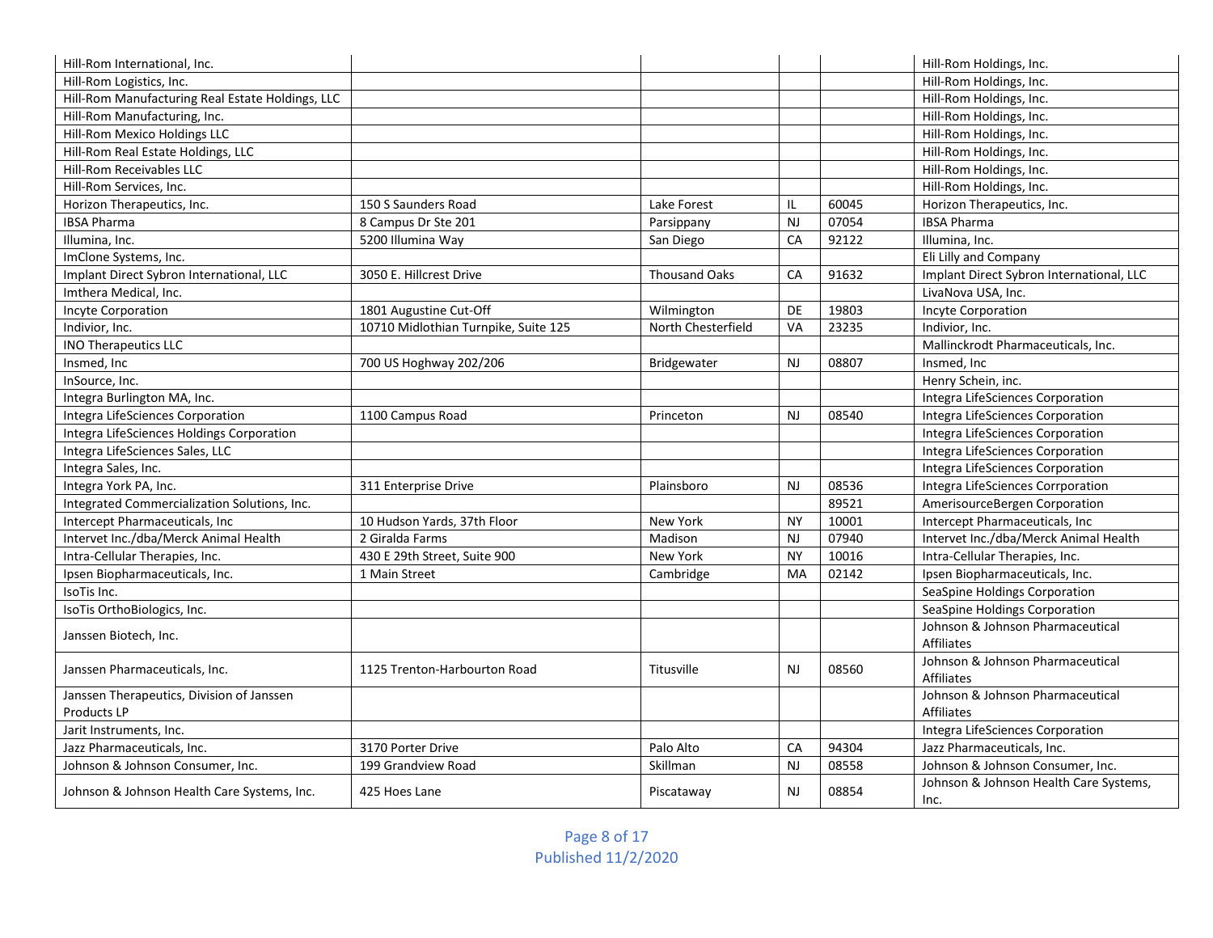| | | | | | |
|---|---|---|---|---|---|
| Hill-Rom International, Inc. | | | | | Hill-Rom Holdings, Inc. |
| Hill-Rom Logistics, Inc. | | | | | Hill-Rom Holdings, Inc. |
| Hill-Rom Manufacturing Real Estate Holdings, LLC | | | | | Hill-Rom Holdings, Inc. |
| Hill-Rom Manufacturing, Inc. | | | | | Hill-Rom Holdings, Inc. |
| Hill-Rom Mexico Holdings LLC | | | | | Hill-Rom Holdings, Inc. |
| Hill-Rom Real Estate Holdings, LLC | | | | | Hill-Rom Holdings, Inc. |
| Hill-Rom Receivables LLC | | | | | Hill-Rom Holdings, Inc. |
| Hill-Rom Services, Inc. | | | | | Hill-Rom Holdings, Inc. |
| Horizon Therapeutics, Inc. | 150 S Saunders Road | Lake Forest | IL | 60045 | Horizon Therapeutics, Inc. |
| IBSA Pharma | 8 Campus Dr Ste 201 | Parsippany | NJ | 07054 | IBSA Pharma |
| Illumina, Inc. | 5200 Illumina Way | San Diego | CA | 92122 | Illumina, Inc. |
| ImClone Systems, Inc. | | | | | Eli Lilly and Company |
| Implant Direct Sybron International, LLC | 3050 E. Hillcrest Drive | Thousand Oaks | CA | 91632 | Implant Direct Sybron International, LLC |
| Imthera Medical, Inc. | | | | | LivaNova USA, Inc. |
| Incyte Corporation | 1801 Augustine Cut-Off | Wilmington | DE | 19803 | Incyte Corporation |
| Indivior, Inc. | 10710 Midlothian Turnpike, Suite 125 | North Chesterfield | VA | 23235 | Indivior, Inc. |
| INO Therapeutics LLC | | | | | Mallinckrodt Pharmaceuticals, Inc. |
| Insmed, Inc | 700 US Hoghway 202/206 | Bridgewater | NJ | 08807 | Insmed, Inc |
| InSource, Inc. | | | | | Henry Schein, inc. |
| Integra Burlington MA, Inc. | | | | | Integra LifeSciences Corporation |
| Integra LifeSciences Corporation | 1100 Campus Road | Princeton | NJ | 08540 | Integra LifeSciences Corporation |
| Integra LifeSciences Holdings Corporation | | | | | Integra LifeSciences Corporation |
| Integra LifeSciences Sales, LLC | | | | | Integra LifeSciences Corporation |
| Integra Sales, Inc. | | | | | Integra LifeSciences Corporation |
| Integra York PA, Inc. | 311 Enterprise Drive | Plainsboro | NJ | 08536 | Integra LifeSciences Corrporation |
| Integrated Commercialization Solutions, Inc. | | | | 89521 | AmerisourceBergen Corporation |
| Intercept Pharmaceuticals, Inc | 10 Hudson Yards, 37th Floor | New York | NY | 10001 | Intercept Pharmaceuticals, Inc |
| Intervet Inc./dba/Merck Animal Health | 2 Giralda Farms | Madison | NJ | 07940 | Intervet Inc./dba/Merck Animal Health |
| Intra-Cellular Therapies, Inc. | 430 E 29th Street, Suite 900 | New York | NY | 10016 | Intra-Cellular Therapies, Inc. |
| Ipsen Biopharmaceuticals, Inc. | 1 Main Street | Cambridge | MA | 02142 | Ipsen Biopharmaceuticals, Inc. |
| IsoTis Inc. | | | | | SeaSpine Holdings Corporation |
| IsoTis OrthoBiologics, Inc. | | | | | SeaSpine Holdings Corporation |
| Janssen Biotech, Inc. | | | | | Johnson & Johnson Pharmaceutical Affiliates |
| Janssen Pharmaceuticals, Inc. | 1125 Trenton-Harbourton Road | Titusville | NJ | 08560 | Johnson & Johnson Pharmaceutical Affiliates |
| Janssen Therapeutics, Division of Janssen Products LP | | | | | Johnson & Johnson Pharmaceutical Affiliates |
| Jarit Instruments, Inc. | | | | | Integra LifeSciences Corporation |
| Jazz Pharmaceuticals, Inc. | 3170 Porter Drive | Palo Alto | CA | 94304 | Jazz Pharmaceuticals, Inc. |
| Johnson & Johnson Consumer, Inc. | 199 Grandview Road | Skillman | NJ | 08558 | Johnson & Johnson Consumer, Inc. |
| Johnson & Johnson Health Care Systems, Inc. | 425 Hoes Lane | Piscataway | NJ | 08854 | Johnson & Johnson Health Care Systems, Inc. |

Published 11/2/2020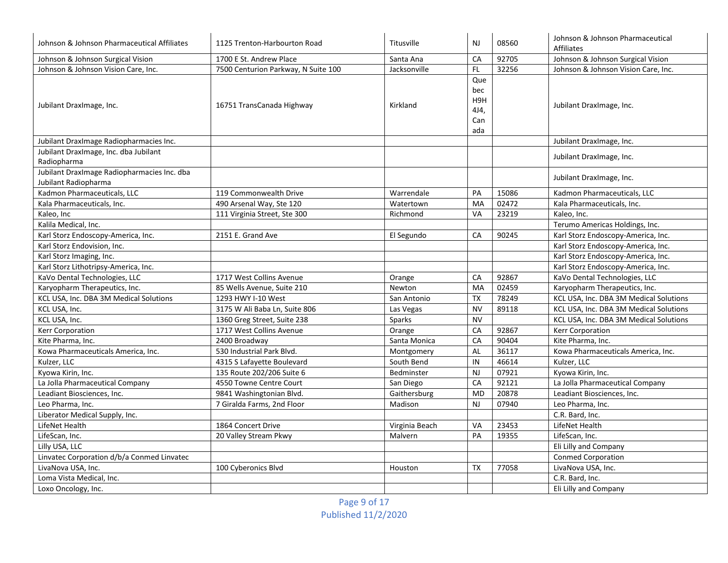| | | | | | |
|---|---|---|---|---|---|
| Johnson & Johnson Pharmaceutical Affiliates | 1125 Trenton-Harbourton Road | Titusville | NJ | 08560 | Johnson & Johnson Pharmaceutical Affiliates |
| Johnson & Johnson Surgical Vision | 1700 E St. Andrew Place | Santa Ana | CA | 92705 | Johnson & Johnson Surgical Vision |
| Johnson & Johnson Vision Care, Inc. | 7500 Centurion Parkway, N Suite 100 | Jacksonville | FL | 32256 | Johnson & Johnson Vision Care, Inc. |
| Jubilant DraxImage, Inc. | 16751 TransCanada Highway | Kirkland | Quebec H9H 4J4, Canada | | Jubilant DraxImage, Inc. |
| Jubilant DraxImage Radiopharmacies Inc. | | | | | Jubilant DraxImage, Inc. |
| Jubilant DraxImage, Inc. dba Jubilant Radiopharma | | | | | Jubilant DraxImage, Inc. |
| Jubilant DraxImage Radiopharmacies Inc. dba Jubilant Radiopharma | | | | | Jubilant DraxImage, Inc. |
| Kadmon Pharmaceuticals, LLC | 119 Commonwealth Drive | Warrendale | PA | 15086 | Kadmon Pharmaceuticals, LLC |
| Kala Pharmaceuticals, Inc. | 490 Arsenal Way, Ste 120 | Watertown | MA | 02472 | Kala Pharmaceuticals, Inc. |
| Kaleo, Inc | 111 Virginia Street, Ste 300 | Richmond | VA | 23219 | Kaleo, Inc. |
| Kalila Medical, Inc. | | | | | Terumo Americas Holdings, Inc. |
| Karl Storz Endoscopy-America, Inc. | 2151 E. Grand Ave | El Segundo | CA | 90245 | Karl Storz Endoscopy-America, Inc. |
| Karl Storz Endovision, Inc. | | | | | Karl Storz Endoscopy-America, Inc. |
| Karl Storz Imaging, Inc. | | | | | Karl Storz Endoscopy-America, Inc. |
| Karl Storz Lithotripsy-America, Inc. | | | | | Karl Storz Endoscopy-America, Inc. |
| KaVo Dental Technologies, LLC | 1717 West Collins Avenue | Orange | CA | 92867 | KaVo Dental Technologies, LLC |
| Karyopharm Therapeutics, Inc. | 85 Wells Avenue, Suite 210 | Newton | MA | 02459 | Karyopharm Therapeutics, Inc. |
| KCL USA, Inc. DBA 3M Medical Solutions | 1293 HWY I-10 West | San Antonio | TX | 78249 | KCL USA, Inc. DBA 3M Medical Solutions |
| KCL USA, Inc. | 3175 W Ali Baba Ln, Suite 806 | Las Vegas | NV | 89118 | KCL USA, Inc. DBA 3M Medical Solutions |
| KCL USA, Inc. | 1360 Greg Street, Suite 238 | Sparks | NV | | KCL USA, Inc. DBA 3M Medical Solutions |
| Kerr Corporation | 1717 West Collins Avenue | Orange | CA | 92867 | Kerr Corporation |
| Kite Pharma, Inc. | 2400 Broadway | Santa Monica | CA | 90404 | Kite Pharma, Inc. |
| Kowa Pharmaceuticals America, Inc. | 530 Industrial Park Blvd. | Montgomery | AL | 36117 | Kowa Pharmaceuticals America, Inc. |
| Kulzer, LLC | 4315 S Lafayette Boulevard | South Bend | IN | 46614 | Kulzer, LLC |
| Kyowa Kirin, Inc. | 135 Route 202/206 Suite 6 | Bedminster | NJ | 07921 | Kyowa Kirin, Inc. |
| La Jolla Pharmaceutical Company | 4550 Towne Centre Court | San Diego | CA | 92121 | La Jolla Pharmaceutical Company |
| Leadiant Biosciences, Inc. | 9841 Washingtonian Blvd. | Gaithersburg | MD | 20878 | Leadiant Biosciences, Inc. |
| Leo Pharma, Inc. | 7 Giralda Farms, 2nd Floor | Madison | NJ | 07940 | Leo Pharma, Inc. |
| Liberator Medical Supply, Inc. | | | | | C.R. Bard, Inc. |
| LifeNet Health | 1864 Concert Drive | Virginia Beach | VA | 23453 | LifeNet Health |
| LifeScan, Inc. | 20 Valley Stream Pkwy | Malvern | PA | 19355 | LifeScan, Inc. |
| Lilly USA, LLC | | | | | Eli Lilly and Company |
| Linvatec Corporation d/b/a Conmed Linvatec | | | | | Conmed Corporation |
| LivaNova USA, Inc. | 100 Cyberonics Blvd | Houston | TX | 77058 | LivaNova USA, Inc. |
| Loma Vista Medical, Inc. | | | | | C.R. Bard, Inc. |
| Loxo Oncology, Inc. | | | | | Eli Lilly and Company |

Published 11/2/2020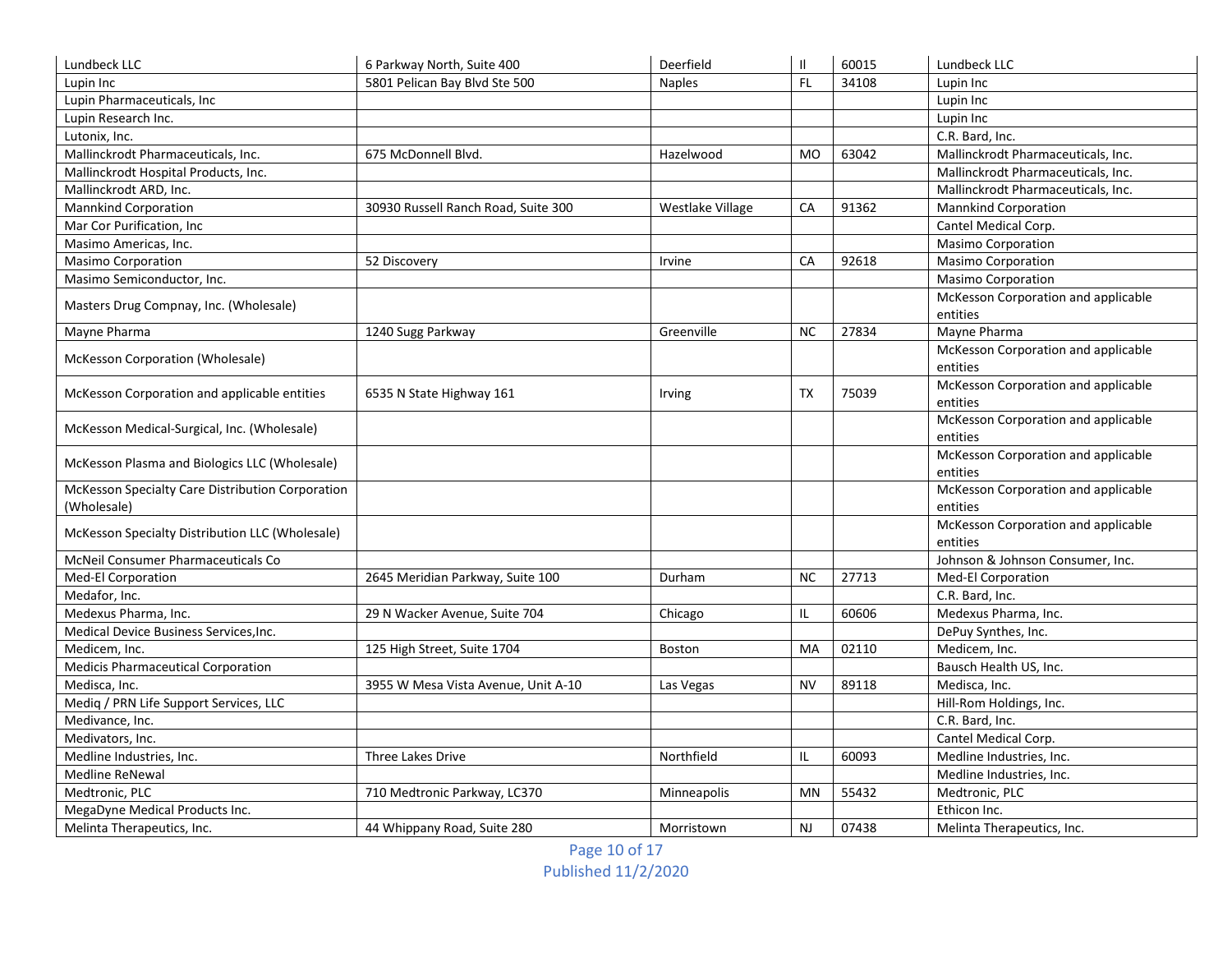| | | | | | |
|---|---|---|---|---|---|
| Lundbeck LLC | 6 Parkway North, Suite 400 | Deerfield | Il | 60015 | Lundbeck LLC |
| Lupin Inc | 5801 Pelican Bay Blvd Ste 500 | Naples | FL | 34108 | Lupin Inc |
| Lupin Pharmaceuticals, Inc | | | | | Lupin Inc |
| Lupin Research Inc. | | | | | Lupin Inc |
| Lutonix, Inc. | | | | | C.R. Bard, Inc. |
| Mallinckrodt Pharmaceuticals, Inc. | 675 McDonnell Blvd. | Hazelwood | MO | 63042 | Mallinckrodt Pharmaceuticals, Inc. |
| Mallinckrodt Hospital Products, Inc. | | | | | Mallinckrodt Pharmaceuticals, Inc. |
| Mallinckrodt ARD, Inc. | | | | | Mallinckrodt Pharmaceuticals, Inc. |
| Mannkind Corporation | 30930 Russell Ranch Road, Suite 300 | Westlake Village | CA | 91362 | Mannkind Corporation |
| Mar Cor Purification, Inc | | | | | Cantel Medical Corp. |
| Masimo Americas, Inc. | | | | | Masimo Corporation |
| Masimo Corporation | 52 Discovery | Irvine | CA | 92618 | Masimo Corporation |
| Masimo Semiconductor, Inc. | | | | | Masimo Corporation |
| Masters Drug Compnay, Inc. (Wholesale) | | | | | McKesson Corporation and applicable entities |
| Mayne Pharma | 1240 Sugg Parkway | Greenville | NC | 27834 | Mayne Pharma |
| McKesson Corporation (Wholesale) | | | | | McKesson Corporation and applicable entities |
| McKesson Corporation and applicable entities | 6535 N State Highway 161 | Irving | TX | 75039 | McKesson Corporation and applicable entities |
| McKesson Medical-Surgical, Inc. (Wholesale) | | | | | McKesson Corporation and applicable entities |
| McKesson Plasma and Biologics LLC (Wholesale) | | | | | McKesson Corporation and applicable entities |
| McKesson Specialty Care Distribution Corporation (Wholesale) | | | | | McKesson Corporation and applicable entities |
| McKesson Specialty Distribution LLC (Wholesale) | | | | | McKesson Corporation and applicable entities |
| McNeil Consumer Pharmaceuticals Co | | | | | Johnson & Johnson Consumer, Inc. |
| Med-El Corporation | 2645 Meridian Parkway, Suite 100 | Durham | NC | 27713 | Med-El Corporation |
| Medafor, Inc. | | | | | C.R. Bard, Inc. |
| Medexus Pharma, Inc. | 29 N Wacker Avenue, Suite 704 | Chicago | IL | 60606 | Medexus Pharma, Inc. |
| Medical Device Business Services,Inc. | | | | | DePuy Synthes, Inc. |
| Medicem, Inc. | 125 High Street, Suite 1704 | Boston | MA | 02110 | Medicem, Inc. |
| Medicis Pharmaceutical Corporation | | | | | Bausch Health US, Inc. |
| Medisca, Inc. | 3955 W Mesa Vista Avenue, Unit A-10 | Las Vegas | NV | 89118 | Medisca, Inc. |
| Mediq / PRN Life Support Services, LLC | | | | | Hill-Rom Holdings, Inc. |
| Medivance, Inc. | | | | | C.R. Bard, Inc. |
| Medivators, Inc. | | | | | Cantel Medical Corp. |
| Medline Industries, Inc. | Three Lakes Drive | Northfield | IL | 60093 | Medline Industries, Inc. |
| Medline ReNewal | | | | | Medline Industries, Inc. |
| Medtronic, PLC | 710 Medtronic Parkway, LC370 | Minneapolis | MN | 55432 | Medtronic, PLC |
| MegaDyne Medical Products Inc. | | | | | Ethicon Inc. |
| Melinta Therapeutics, Inc. | 44 Whippany Road, Suite 280 | Morristown | NJ | 07438 | Melinta Therapeutics, Inc. |

Published 11/2/2020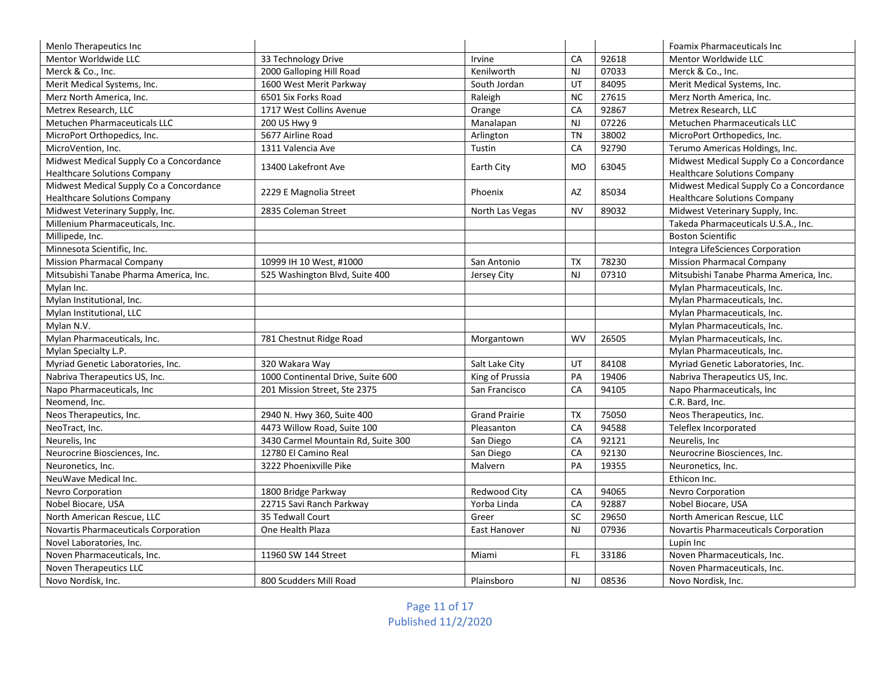| | | | | | |
|---|---|---|---|---|---|
| Menlo Therapeutics Inc | | | | | Foamix Pharmaceuticals Inc |
| Mentor Worldwide LLC | 33 Technology Drive | Irvine | CA | 92618 | Mentor Worldwide LLC |
| Merck & Co., Inc. | 2000 Galloping Hill Road | Kenilworth | NJ | 07033 | Merck & Co., Inc. |
| Merit Medical Systems, Inc. | 1600 West Merit Parkway | South Jordan | UT | 84095 | Merit Medical Systems, Inc. |
| Merz North America, Inc. | 6501 Six Forks Road | Raleigh | NC | 27615 | Merz North America, Inc. |
| Metrex Research, LLC | 1717 West Collins Avenue | Orange | CA | 92867 | Metrex Research, LLC |
| Metuchen Pharmaceuticals LLC | 200 US Hwy 9 | Manalapan | NJ | 07226 | Metuchen Pharmaceuticals LLC |
| MicroPort Orthopedics, Inc. | 5677 Airline Road | Arlington | TN | 38002 | MicroPort Orthopedics, Inc. |
| MicroVention, Inc. | 1311 Valencia Ave | Tustin | CA | 92790 | Terumo Americas Holdings, Inc. |
| Midwest Medical Supply Co a Concordance Healthcare Solutions Company | 13400 Lakefront Ave | Earth City | MO | 63045 | Midwest Medical Supply Co a Concordance Healthcare Solutions Company |
| Midwest Medical Supply Co a Concordance Healthcare Solutions Company | 2229 E Magnolia Street | Phoenix | AZ | 85034 | Midwest Medical Supply Co a Concordance Healthcare Solutions Company |
| Midwest Veterinary Supply, Inc. | 2835 Coleman Street | North Las Vegas | NV | 89032 | Midwest Veterinary Supply, Inc. |
| Millenium Pharmaceuticals, Inc. | | | | | Takeda Pharmaceuticals U.S.A., Inc. |
| Millipede, Inc. | | | | | Boston Scientific |
| Minnesota Scientific, Inc. | | | | | Integra LifeSciences Corporation |
| Mission Pharmacal Company | 10999 IH 10 West, #1000 | San Antonio | TX | 78230 | Mission Pharmacal Company |
| Mitsubishi Tanabe Pharma America, Inc. | 525 Washington Blvd, Suite 400 | Jersey City | NJ | 07310 | Mitsubishi Tanabe Pharma America, Inc. |
| Mylan Inc. | | | | | Mylan Pharmaceuticals, Inc. |
| Mylan Institutional, Inc. | | | | | Mylan Pharmaceuticals, Inc. |
| Mylan Institutional, LLC | | | | | Mylan Pharmaceuticals, Inc. |
| Mylan N.V. | | | | | Mylan Pharmaceuticals, Inc. |
| Mylan Pharmaceuticals, Inc. | 781 Chestnut Ridge Road | Morgantown | WV | 26505 | Mylan Pharmaceuticals, Inc. |
| Mylan Specialty L.P. | | | | | Mylan Pharmaceuticals, Inc. |
| Myriad Genetic Laboratories, Inc. | 320 Wakara Way | Salt Lake City | UT | 84108 | Myriad Genetic Laboratories, Inc. |
| Nabriva Therapeutics US, Inc. | 1000 Continental Drive, Suite 600 | King of Prussia | PA | 19406 | Nabriva Therapeutics US, Inc. |
| Napo Pharmaceuticals, Inc | 201 Mission Street, Ste 2375 | San Francisco | CA | 94105 | Napo Pharmaceuticals, Inc |
| Neomend, Inc. | | | | | C.R. Bard, Inc. |
| Neos Therapeutics, Inc. | 2940 N. Hwy 360, Suite 400 | Grand Prairie | TX | 75050 | Neos Therapeutics, Inc. |
| NeoTract, Inc. | 4473 Willow Road, Suite 100 | Pleasanton | CA | 94588 | Teleflex Incorporated |
| Neurelis, Inc | 3430 Carmel Mountain Rd, Suite 300 | San Diego | CA | 92121 | Neurelis, Inc |
| Neurocrine Biosciences, Inc. | 12780 El Camino Real | San Diego | CA | 92130 | Neurocrine Biosciences, Inc. |
| Neuronetics, Inc. | 3222 Phoenixville Pike | Malvern | PA | 19355 | Neuronetics, Inc. |
| NeuWave Medical Inc. | | | | | Ethicon Inc. |
| Nevro Corporation | 1800 Bridge Parkway | Redwood City | CA | 94065 | Nevro Corporation |
| Nobel Biocare, USA | 22715 Savi Ranch Parkway | Yorba Linda | CA | 92887 | Nobel Biocare, USA |
| North American Rescue, LLC | 35 Tedwall Court | Greer | SC | 29650 | North American Rescue, LLC |
| Novartis Pharmaceuticals Corporation | One Health Plaza | East Hanover | NJ | 07936 | Novartis Pharmaceuticals Corporation |
| Novel Laboratories, Inc. | | | | | Lupin Inc |
| Noven Pharmaceuticals, Inc. | 11960 SW 144 Street | Miami | FL | 33186 | Noven Pharmaceuticals, Inc. |
| Noven Therapeutics LLC | | | | | Noven Pharmaceuticals, Inc. |
| Novo Nordisk, Inc. | 800 Scudders Mill Road | Plainsboro | NJ | 08536 | Novo Nordisk, Inc. |

Published 11/2/2020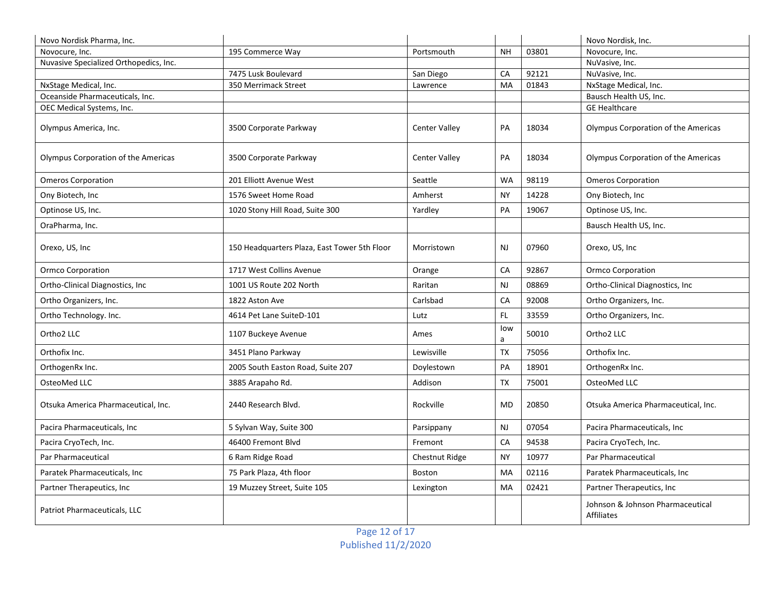| | | | | | |
|---|---|---|---|---|---|
| Novo Nordisk Pharma, Inc. | | | | | Novo Nordisk, Inc. |
| Novocure, Inc. | 195 Commerce Way | Portsmouth | NH | 03801 | Novocure, Inc. |
| Nuvasive Specialized Orthopedics, Inc. | | | | | NuVasive, Inc. |
| | 7475 Lusk Boulevard | San Diego | CA | 92121 | NuVasive, Inc. |
| NxStage Medical, Inc. | 350 Merrimack Street | Lawrence | MA | 01843 | NxStage Medical, Inc. |
| Oceanside Pharmaceuticals, Inc. | | | | | Bausch Health US, Inc. |
| OEC Medical Systems, Inc. | | | | | GE Healthcare |
| Olympus America, Inc. | 3500 Corporate Parkway | Center Valley | PA | 18034 | Olympus Corporation of the Americas |
| Olympus Corporation of the Americas | 3500 Corporate Parkway | Center Valley | PA | 18034 | Olympus Corporation of the Americas |
| Omeros Corporation | 201 Elliott Avenue West | Seattle | WA | 98119 | Omeros Corporation |
| Ony Biotech, Inc | 1576 Sweet Home Road | Amherst | NY | 14228 | Ony Biotech, Inc |
| Optinose US, Inc. | 1020 Stony Hill Road, Suite 300 | Yardley | PA | 19067 | Optinose US, Inc. |
| OraPharma, Inc. | | | | | Bausch Health US, Inc. |
| Orexo, US, Inc | 150 Headquarters Plaza, East Tower 5th Floor | Morristown | NJ | 07960 | Orexo, US, Inc |
| Ormco Corporation | 1717 West Collins Avenue | Orange | CA | 92867 | Ormco Corporation |
| Ortho-Clinical Diagnostics, Inc | 1001 US Route 202 North | Raritan | NJ | 08869 | Ortho-Clinical Diagnostics, Inc |
| Ortho Organizers, Inc. | 1822 Aston Ave | Carlsbad | CA | 92008 | Ortho Organizers, Inc. |
| Ortho Technology. Inc. | 4614 Pet Lane SuiteD-101 | Lutz | FL | 33559 | Ortho Organizers, Inc. |
| Ortho2 LLC | 1107 Buckeye Avenue | Ames | Iowa | 50010 | Ortho2 LLC |
| Orthofix Inc. | 3451 Plano Parkway | Lewisville | TX | 75056 | Orthofix Inc. |
| OrthogenRx Inc. | 2005 South Easton Road, Suite 207 | Doylestown | PA | 18901 | OrthogenRx Inc. |
| OsteoMed LLC | 3885 Arapaho Rd. | Addison | TX | 75001 | OsteoMed LLC |
| Otsuka America Pharmaceutical, Inc. | 2440 Research Blvd. | Rockville | MD | 20850 | Otsuka America Pharmaceutical, Inc. |
| Pacira Pharmaceuticals, Inc | 5 Sylvan Way, Suite 300 | Parsippany | NJ | 07054 | Pacira Pharmaceuticals, Inc |
| Pacira CryoTech, Inc. | 46400 Fremont Blvd | Fremont | CA | 94538 | Pacira CryoTech, Inc. |
| Par Pharmaceutical | 6 Ram Ridge Road | Chestnut Ridge | NY | 10977 | Par Pharmaceutical |
| Paratek Pharmaceuticals, Inc | 75 Park Plaza, 4th floor | Boston | MA | 02116 | Paratek Pharmaceuticals, Inc |
| Partner Therapeutics, Inc | 19 Muzzey Street, Suite 105 | Lexington | MA | 02421 | Partner Therapeutics, Inc |
| Patriot Pharmaceuticals, LLC | | | | | Johnson & Johnson Pharmaceutical Affiliates |

Published 11/2/2020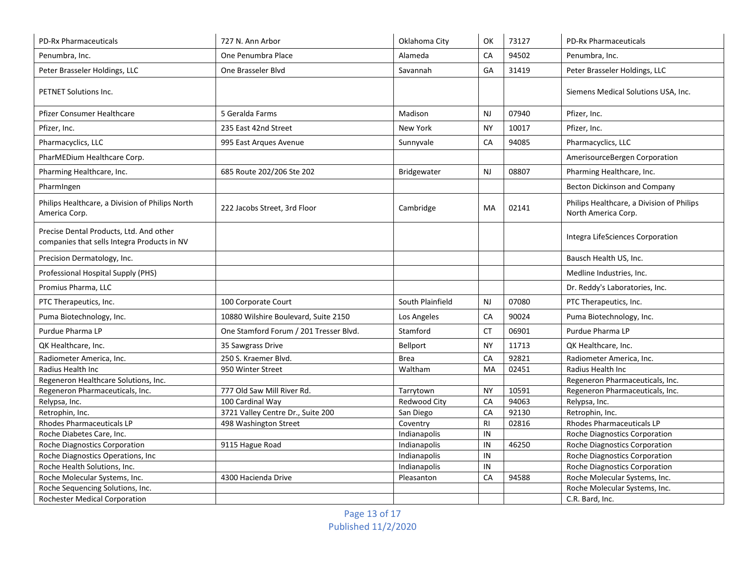| | | | | | |
|---|---|---|---|---|---|
| PD-Rx Pharmaceuticals | 727 N. Ann Arbor | Oklahoma City | OK | 73127 | PD-Rx Pharmaceuticals |
| Penumbra, Inc. | One Penumbra Place | Alameda | CA | 94502 | Penumbra, Inc. |
| Peter Brasseler Holdings, LLC | One Brasseler Blvd | Savannah | GA | 31419 | Peter Brasseler Holdings, LLC |
| PETNET Solutions Inc. | | | | | Siemens Medical Solutions USA, Inc. |
| Pfizer Consumer Healthcare | 5 Geralda Farms | Madison | NJ | 07940 | Pfizer, Inc. |
| Pfizer, Inc. | 235 East 42nd Street | New York | NY | 10017 | Pfizer, Inc. |
| Pharmacyclics, LLC | 995 East Arques Avenue | Sunnyvale | CA | 94085 | Pharmacyclics, LLC |
| PharMEDium Healthcare Corp. | | | | | AmerisourceBergen Corporation |
| Pharming Healthcare, Inc. | 685 Route 202/206 Ste 202 | Bridgewater | NJ | 08807 | Pharming Healthcare, Inc. |
| PharmIngen | | | | | Becton Dickinson and Company |
| Philips Healthcare, a Division of Philips North America Corp. | 222 Jacobs Street, 3rd Floor | Cambridge | MA | 02141 | Philips Healthcare, a Division of Philips North America Corp. |
| Precise Dental Products, Ltd. And other companies that sells Integra Products in NV | | | | | Integra LifeSciences Corporation |
| Precision Dermatology, Inc. | | | | | Bausch Health US, Inc. |
| Professional Hospital Supply (PHS) | | | | | Medline Industries, Inc. |
| Promius Pharma, LLC | | | | | Dr. Reddy's Laboratories, Inc. |
| PTC Therapeutics, Inc. | 100 Corporate Court | South Plainfield | NJ | 07080 | PTC Therapeutics, Inc. |
| Puma Biotechnology, Inc. | 10880 Wilshire Boulevard, Suite 2150 | Los Angeles | CA | 90024 | Puma Biotechnology, Inc. |
| Purdue Pharma LP | One Stamford Forum / 201 Tresser Blvd. | Stamford | CT | 06901 | Purdue Pharma LP |
| QK Healthcare, Inc. | 35 Sawgrass Drive | Bellport | NY | 11713 | QK Healthcare, Inc. |
| Radiometer America, Inc. | 250 S. Kraemer Blvd. | Brea | CA | 92821 | Radiometer America, Inc. |
| Radius Health Inc | 950 Winter Street | Waltham | MA | 02451 | Radius Health Inc |
| Regeneron Healthcare Solutions, Inc. | | | | | Regeneron Pharmaceuticals, Inc. |
| Regeneron Pharmaceuticals, Inc. | 777 Old Saw Mill River Rd. | Tarrytown | NY | 10591 | Regeneron Pharmaceuticals, Inc. |
| Relypsa, Inc. | 100 Cardinal Way | Redwood City | CA | 94063 | Relypsa, Inc. |
| Retrophin, Inc. | 3721 Valley Centre Dr., Suite 200 | San Diego | CA | 92130 | Retrophin, Inc. |
| Rhodes Pharmaceuticals LP | 498 Washington Street | Coventry | RI | 02816 | Rhodes Pharmaceuticals LP |
| Roche Diabetes Care, Inc. | | Indianapolis | IN | | Roche Diagnostics Corporation |
| Roche Diagnostics Corporation | 9115 Hague Road | Indianapolis | IN | 46250 | Roche Diagnostics Corporation |
| Roche Diagnostics Operations, Inc | | Indianapolis | IN | | Roche Diagnostics Corporation |
| Roche Health Solutions, Inc. | | Indianapolis | IN | | Roche Diagnostics Corporation |
| Roche Molecular Systems, Inc. | 4300 Hacienda Drive | Pleasanton | CA | 94588 | Roche Molecular Systems, Inc. |
| Roche Sequencing Solutions, Inc. | | | | | Roche Molecular Systems, Inc. |
| Rochester Medical Corporation | | | | | C.R. Bard, Inc. |

Published 11/2/2020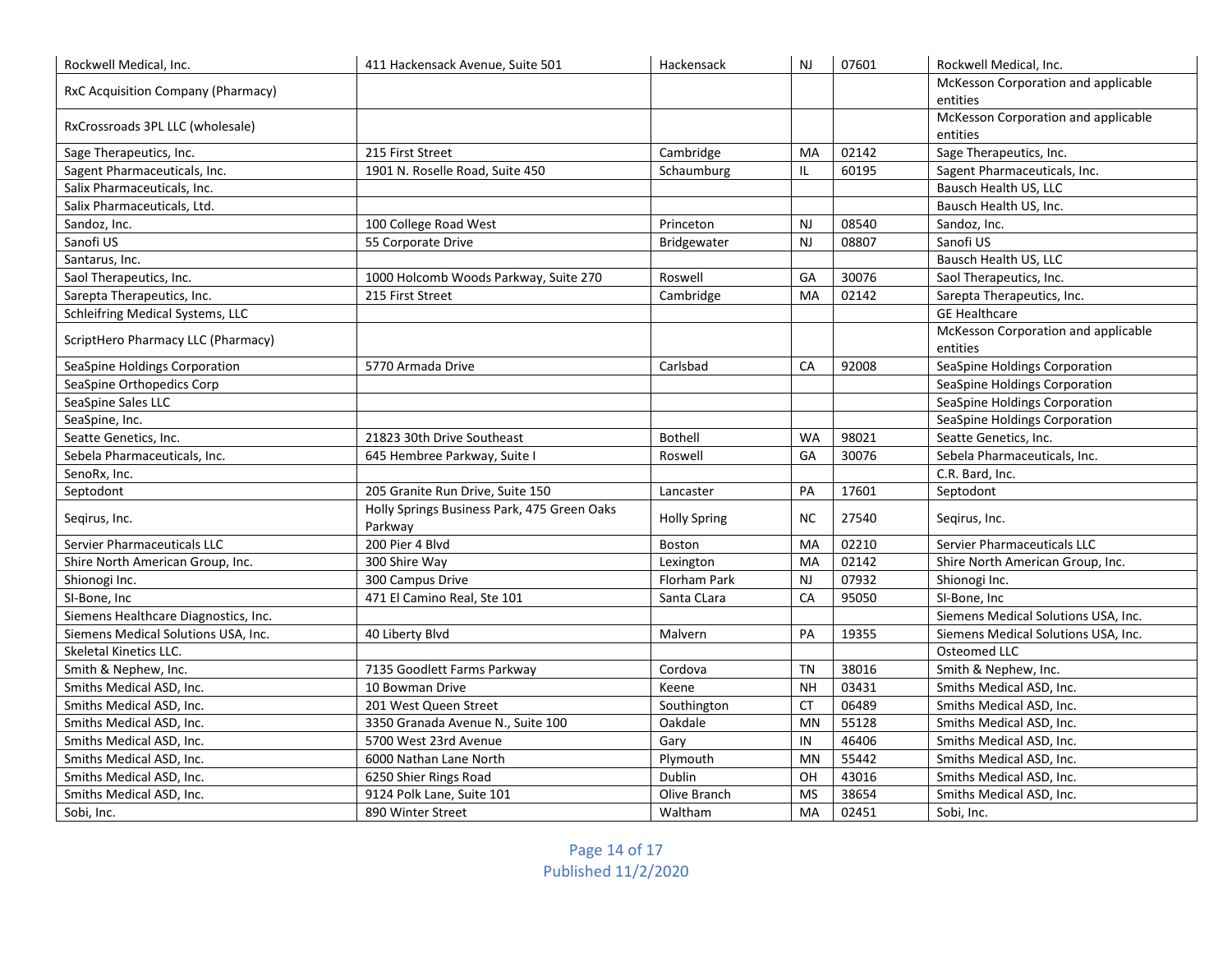| Rockwell Medical, Inc. | 411 Hackensack Avenue, Suite 501 | Hackensack | NJ | 07601 | Rockwell Medical, Inc. |
|---|---|---|---|---|---|
| RxC Acquisition Company (Pharmacy) | | | | | McKesson Corporation and applicable entities |
| RxCrossroads 3PL LLC (wholesale) | | | | | McKesson Corporation and applicable entities |
| Sage Therapeutics, Inc. | 215 First Street | Cambridge | MA | 02142 | Sage Therapeutics, Inc. |
| Sagent Pharmaceuticals, Inc. | 1901 N. Roselle Road, Suite 450 | Schaumburg | IL | 60195 | Sagent Pharmaceuticals, Inc. |
| Salix Pharmaceuticals, Inc. | | | | | Bausch Health US, LLC |
| Salix Pharmaceuticals, Ltd. | | | | | Bausch Health US, Inc. |
| Sandoz, Inc. | 100 College Road West | Princeton | NJ | 08540 | Sandoz, Inc. |
| Sanofi US | 55 Corporate Drive | Bridgewater | NJ | 08807 | Sanofi US |
| Santarus, Inc. | | | | | Bausch Health US, LLC |
| Saol Therapeutics, Inc. | 1000 Holcomb Woods Parkway, Suite 270 | Roswell | GA | 30076 | Saol Therapeutics, Inc. |
| Sarepta Therapeutics, Inc. | 215 First Street | Cambridge | MA | 02142 | Sarepta Therapeutics, Inc. |
| Schleifring Medical Systems, LLC | | | | | GE Healthcare |
| ScriptHero Pharmacy LLC (Pharmacy) | | | | | McKesson Corporation and applicable entities |
| SeaSpine Holdings Corporation | 5770 Armada Drive | Carlsbad | CA | 92008 | SeaSpine Holdings Corporation |
| SeaSpine Orthopedics Corp | | | | | SeaSpine Holdings Corporation |
| SeaSpine Sales LLC | | | | | SeaSpine Holdings Corporation |
| SeaSpine, Inc. | | | | | SeaSpine Holdings Corporation |
| Seatte Genetics, Inc. | 21823 30th Drive Southeast | Bothell | WA | 98021 | Seatte Genetics, Inc. |
| Sebela Pharmaceuticals, Inc. | 645 Hembree Parkway, Suite I | Roswell | GA | 30076 | Sebela Pharmaceuticals, Inc. |
| SenoRx, Inc. | | | | | C.R. Bard, Inc. |
| Septodont | 205 Granite Run Drive, Suite 150 | Lancaster | PA | 17601 | Septodont |
| Seqirus, Inc. | Holly Springs Business Park, 475 Green Oaks Parkway | Holly Spring | NC | 27540 | Seqirus, Inc. |
| Servier Pharmaceuticals LLC | 200 Pier 4 Blvd | Boston | MA | 02210 | Servier Pharmaceuticals LLC |
| Shire North American Group, Inc. | 300 Shire Way | Lexington | MA | 02142 | Shire North American Group, Inc. |
| Shionogi Inc. | 300 Campus Drive | Florham Park | NJ | 07932 | Shionogi Inc. |
| SI-Bone, Inc | 471 El Camino Real, Ste 101 | Santa CLara | CA | 95050 | SI-Bone, Inc |
| Siemens Healthcare Diagnostics, Inc. | | | | | Siemens Medical Solutions USA, Inc. |
| Siemens Medical Solutions USA, Inc. | 40 Liberty Blvd | Malvern | PA | 19355 | Siemens Medical Solutions USA, Inc. |
| Skeletal Kinetics LLC. | | | | | Osteomed LLC |
| Smith & Nephew, Inc. | 7135 Goodlett Farms Parkway | Cordova | TN | 38016 | Smith & Nephew, Inc. |
| Smiths Medical ASD, Inc. | 10 Bowman Drive | Keene | NH | 03431 | Smiths Medical ASD, Inc. |
| Smiths Medical ASD, Inc. | 201 West Queen Street | Southington | CT | 06489 | Smiths Medical ASD, Inc. |
| Smiths Medical ASD, Inc. | 3350 Granada Avenue N., Suite 100 | Oakdale | MN | 55128 | Smiths Medical ASD, Inc. |
| Smiths Medical ASD, Inc. | 5700 West 23rd Avenue | Gary | IN | 46406 | Smiths Medical ASD, Inc. |
| Smiths Medical ASD, Inc. | 6000 Nathan Lane North | Plymouth | MN | 55442 | Smiths Medical ASD, Inc. |
| Smiths Medical ASD, Inc. | 6250 Shier Rings Road | Dublin | OH | 43016 | Smiths Medical ASD, Inc. |
| Smiths Medical ASD, Inc. | 9124 Polk Lane, Suite 101 | Olive Branch | MS | 38654 | Smiths Medical ASD, Inc. |
| Sobi, Inc. | 890 Winter Street | Waltham | MA | 02451 | Sobi, Inc. |

Published 11/2/2020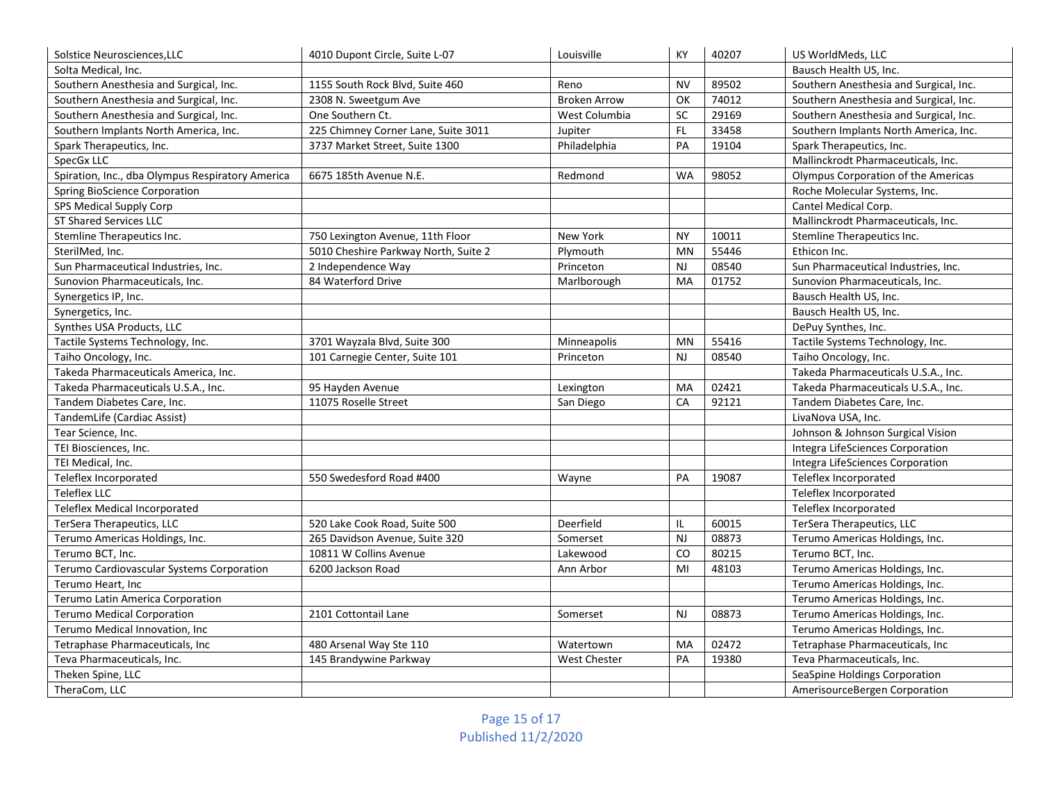| | | | | | |
|---|---|---|---|---|---|
| Solstice Neurosciences,LLC | 4010 Dupont Circle, Suite L-07 | Louisville | KY | 40207 | US WorldMeds, LLC |
| Solta Medical, Inc. | | | | | Bausch Health US, Inc. |
| Southern Anesthesia and Surgical, Inc. | 1155 South Rock Blvd, Suite 460 | Reno | NV | 89502 | Southern Anesthesia and Surgical, Inc. |
| Southern Anesthesia and Surgical, Inc. | 2308 N. Sweetgum Ave | Broken Arrow | OK | 74012 | Southern Anesthesia and Surgical, Inc. |
| Southern Anesthesia and Surgical, Inc. | One Southern Ct. | West Columbia | SC | 29169 | Southern Anesthesia and Surgical, Inc. |
| Southern Implants North America, Inc. | 225 Chimney Corner Lane, Suite 3011 | Jupiter | FL | 33458 | Southern Implants North America, Inc. |
| Spark Therapeutics, Inc. | 3737 Market Street, Suite 1300 | Philadelphia | PA | 19104 | Spark Therapeutics, Inc. |
| SpecGx LLC | | | | | Mallinckrodt Pharmaceuticals, Inc. |
| Spiration, Inc., dba Olympus Respiratory America | 6675 185th Avenue N.E. | Redmond | WA | 98052 | Olympus Corporation of the Americas |
| Spring BioScience Corporation | | | | | Roche Molecular Systems, Inc. |
| SPS Medical Supply Corp | | | | | Cantel Medical Corp. |
| ST Shared Services LLC | | | | | Mallinckrodt Pharmaceuticals, Inc. |
| Stemline Therapeutics Inc. | 750 Lexington Avenue, 11th Floor | New York | NY | 10011 | Stemline Therapeutics Inc. |
| SterilMed, Inc. | 5010 Cheshire Parkway North, Suite 2 | Plymouth | MN | 55446 | Ethicon Inc. |
| Sun Pharmaceutical Industries, Inc. | 2 Independence Way | Princeton | NJ | 08540 | Sun Pharmaceutical Industries, Inc. |
| Sunovion Pharmaceuticals, Inc. | 84 Waterford Drive | Marlborough | MA | 01752 | Sunovion Pharmaceuticals, Inc. |
| Synergetics IP, Inc. | | | | | Bausch Health US, Inc. |
| Synergetics, Inc. | | | | | Bausch Health US, Inc. |
| Synthes USA Products, LLC | | | | | DePuy Synthes, Inc. |
| Tactile Systems Technology, Inc. | 3701 Wayzala Blvd, Suite 300 | Minneapolis | MN | 55416 | Tactile Systems Technology, Inc. |
| Taiho Oncology, Inc. | 101 Carnegie Center, Suite 101 | Princeton | NJ | 08540 | Taiho Oncology, Inc. |
| Takeda Pharmaceuticals America, Inc. | | | | | Takeda Pharmaceuticals U.S.A., Inc. |
| Takeda Pharmaceuticals U.S.A., Inc. | 95 Hayden Avenue | Lexington | MA | 02421 | Takeda Pharmaceuticals U.S.A., Inc. |
| Tandem Diabetes Care, Inc. | 11075 Roselle Street | San Diego | CA | 92121 | Tandem Diabetes Care, Inc. |
| TandemLife (Cardiac Assist) | | | | | LivaNova USA, Inc. |
| Tear Science, Inc. | | | | | Johnson & Johnson Surgical Vision |
| TEI Biosciences, Inc. | | | | | Integra LifeSciences Corporation |
| TEI Medical, Inc. | | | | | Integra LifeSciences Corporation |
| Teleflex Incorporated | 550 Swedesford Road #400 | Wayne | PA | 19087 | Teleflex Incorporated |
| Teleflex LLC | | | | | Teleflex Incorporated |
| Teleflex Medical Incorporated | | | | | Teleflex Incorporated |
| TerSera Therapeutics, LLC | 520 Lake Cook Road, Suite 500 | Deerfield | IL | 60015 | TerSera Therapeutics, LLC |
| Terumo Americas Holdings, Inc. | 265 Davidson Avenue, Suite 320 | Somerset | NJ | 08873 | Terumo Americas Holdings, Inc. |
| Terumo BCT, Inc. | 10811 W Collins Avenue | Lakewood | CO | 80215 | Terumo BCT, Inc. |
| Terumo Cardiovascular Systems Corporation | 6200 Jackson Road | Ann Arbor | MI | 48103 | Terumo Americas Holdings, Inc. |
| Terumo Heart, Inc | | | | | Terumo Americas Holdings, Inc. |
| Terumo Latin America Corporation | | | | | Terumo Americas Holdings, Inc. |
| Terumo Medical Corporation | 2101 Cottontail Lane | Somerset | NJ | 08873 | Terumo Americas Holdings, Inc. |
| Terumo Medical Innovation, Inc | | | | | Terumo Americas Holdings, Inc. |
| Tetraphase Pharmaceuticals, Inc | 480 Arsenal Way Ste 110 | Watertown | MA | 02472 | Tetraphase Pharmaceuticals, Inc |
| Teva Pharmaceuticals, Inc. | 145 Brandywine Parkway | West Chester | PA | 19380 | Teva Pharmaceuticals, Inc. |
| Theken Spine, LLC | | | | | SeaSpine Holdings Corporation |
| TheraCom, LLC | | | | | AmerisourceBergen Corporation |

Published 11/2/2020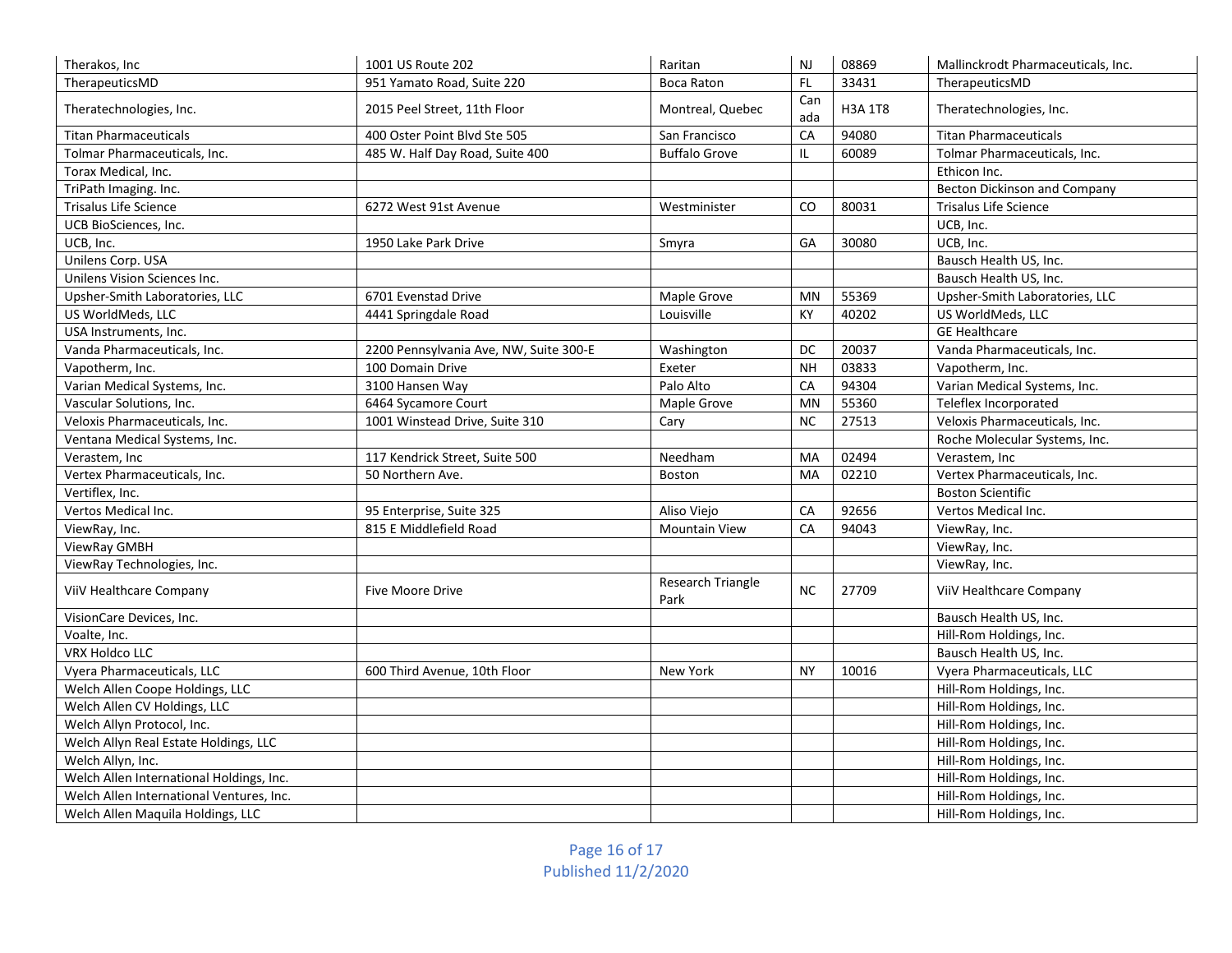| | | | | | |
|---|---|---|---|---|---|
| Therakos, Inc | 1001 US Route 202 | Raritan | NJ | 08869 | Mallinckrodt Pharmaceuticals, Inc. |
| TherapeuticsMD | 951 Yamato Road, Suite 220 | Boca Raton | FL | 33431 | TherapeuticsMD |
| Theratechnologies, Inc. | 2015 Peel Street, 11th Floor | Montreal, Quebec | Canada | H3A 1T8 | Theratechnologies, Inc. |
| Titan Pharmaceuticals | 400 Oster Point Blvd Ste 505 | San Francisco | CA | 94080 | Titan Pharmaceuticals |
| Tolmar Pharmaceuticals, Inc. | 485 W. Half Day Road, Suite 400 | Buffalo Grove | IL | 60089 | Tolmar Pharmaceuticals, Inc. |
| Torax Medical, Inc. | | | | | Ethicon Inc. |
| TriPath Imaging. Inc. | | | | | Becton Dickinson and Company |
| Trisalus Life Science | 6272 West 91st Avenue | Westminister | CO | 80031 | Trisalus Life Science |
| UCB BioSciences, Inc. | | | | | UCB, Inc. |
| UCB, Inc. | 1950 Lake Park Drive | Smyra | GA | 30080 | UCB, Inc. |
| Unilens Corp. USA | | | | | Bausch Health US, Inc. |
| Unilens Vision Sciences Inc. | | | | | Bausch Health US, Inc. |
| Upsher-Smith Laboratories, LLC | 6701 Evenstad Drive | Maple Grove | MN | 55369 | Upsher-Smith Laboratories, LLC |
| US WorldMeds, LLC | 4441 Springdale Road | Louisville | KY | 40202 | US WorldMeds, LLC |
| USA Instruments, Inc. | | | | | GE Healthcare |
| Vanda Pharmaceuticals, Inc. | 2200 Pennsylvania Ave, NW, Suite 300-E | Washington | DC | 20037 | Vanda Pharmaceuticals, Inc. |
| Vapotherm, Inc. | 100 Domain Drive | Exeter | NH | 03833 | Vapotherm, Inc. |
| Varian Medical Systems, Inc. | 3100 Hansen Way | Palo Alto | CA | 94304 | Varian Medical Systems, Inc. |
| Vascular Solutions, Inc. | 6464 Sycamore Court | Maple Grove | MN | 55360 | Teleflex Incorporated |
| Veloxis Pharmaceuticals, Inc. | 1001 Winstead Drive, Suite 310 | Cary | NC | 27513 | Veloxis Pharmaceuticals, Inc. |
| Ventana Medical Systems, Inc. | | | | | Roche Molecular Systems, Inc. |
| Verastem, Inc | 117 Kendrick Street, Suite 500 | Needham | MA | 02494 | Verastem, Inc |
| Vertex Pharmaceuticals, Inc. | 50 Northern Ave. | Boston | MA | 02210 | Vertex Pharmaceuticals, Inc. |
| Vertiflex, Inc. | | | | | Boston Scientific |
| Vertos Medical Inc. | 95 Enterprise, Suite 325 | Aliso Viejo | CA | 92656 | Vertos Medical Inc. |
| ViewRay, Inc. | 815 E Middlefield Road | Mountain View | CA | 94043 | ViewRay, Inc. |
| ViewRay GMBH | | | | | ViewRay, Inc. |
| ViewRay Technologies, Inc. | | | | | ViewRay, Inc. |
| ViiV Healthcare Company | Five Moore Drive | Research Triangle Park | NC | 27709 | ViiV Healthcare Company |
| VisionCare Devices, Inc. | | | | | Bausch Health US, Inc. |
| Voalte, Inc. | | | | | Hill-Rom Holdings, Inc. |
| VRX Holdco LLC | | | | | Bausch Health US, Inc. |
| Vyera Pharmaceuticals, LLC | 600 Third Avenue, 10th Floor | New York | NY | 10016 | Vyera Pharmaceuticals, LLC |
| Welch Allen Coope Holdings, LLC | | | | | Hill-Rom Holdings, Inc. |
| Welch Allen CV Holdings, LLC | | | | | Hill-Rom Holdings, Inc. |
| Welch Allyn Protocol, Inc. | | | | | Hill-Rom Holdings, Inc. |
| Welch Allyn Real Estate Holdings, LLC | | | | | Hill-Rom Holdings, Inc. |
| Welch Allyn, Inc. | | | | | Hill-Rom Holdings, Inc. |
| Welch Allen International Holdings, Inc. | | | | | Hill-Rom Holdings, Inc. |
| Welch Allen International Ventures, Inc. | | | | | Hill-Rom Holdings, Inc. |
| Welch Allen Maquila Holdings, LLC | | | | | Hill-Rom Holdings, Inc. |

Published 11/2/2020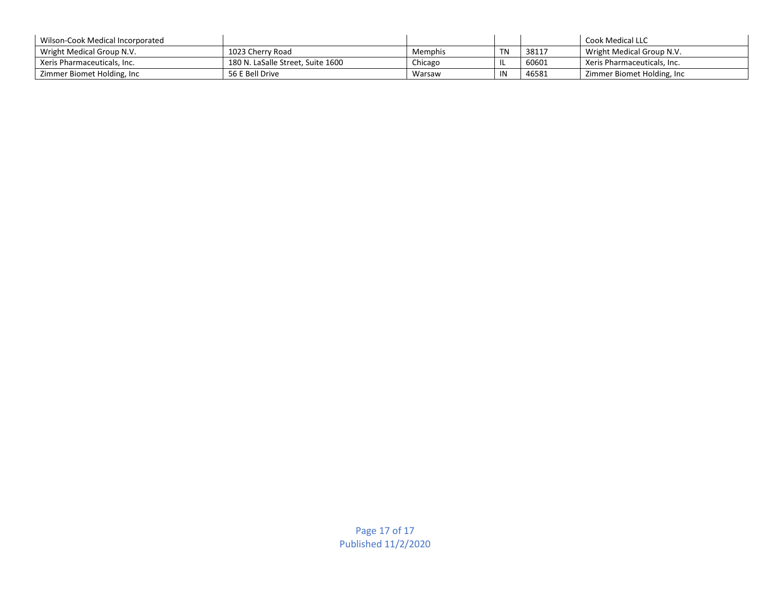| | | | | | |
|---|---|---|---|---|---|
| Wilson-Cook Medical Incorporated | | | | | Cook Medical LLC |
| Wright Medical Group N.V. | 1023 Cherry Road | Memphis | TN | 38117 | Wright Medical Group N.V. |
| Xeris Pharmaceuticals, Inc. | 180 N. LaSalle Street, Suite 1600 | Chicago | IL | 60601 | Xeris Pharmaceuticals, Inc. |
| Zimmer Biomet Holding, Inc | 56 E Bell Drive | Warsaw | IN | 46581 | Zimmer Biomet Holding, Inc |

Published 11/2/2020